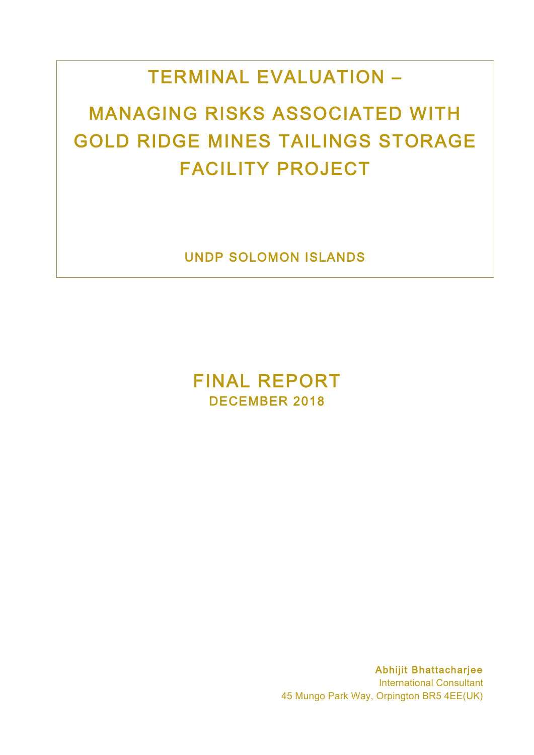# TERMINAL EVALUATION –

# MANAGING RISKS ASSOCIATED WITH GOLD RIDGE MINES TAILINGS STORAGE FACILITY PROJECT

UNDP SOLOMON ISLANDS

## FINAL REPORT

**DECEMBER 2018**

**Abhijit Bhattacharjee**
International Consultant
45 Mungo Park Way, Orpington BR5 4EE(UK)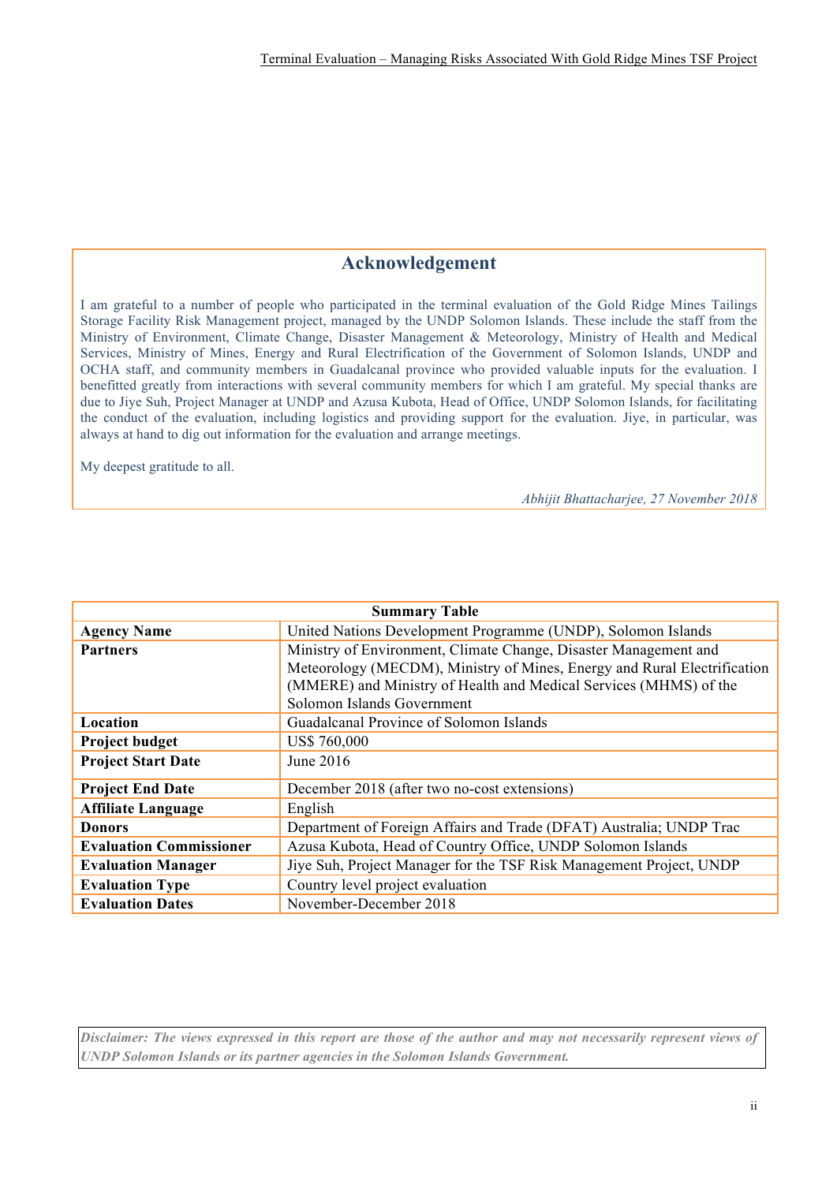## Acknowledgement

I am grateful to a number of people who participated in the terminal evaluation of the Gold Ridge Mines Tailings Storage Facility Risk Management project, managed by the UNDP Solomon Islands. These include the staff from the Ministry of Environment, Climate Change, Disaster Management & Meteorology, Ministry of Health and Medical Services, Ministry of Mines, Energy and Rural Electrification of the Government of Solomon Islands, UNDP and OCHA staff, and community members in Guadalcanal province who provided valuable inputs for the evaluation. I benefitted greatly from interactions with several community members for which I am grateful. My special thanks are due to Jiye Suh, Project Manager at UNDP and Azusa Kubota, Head of Office, UNDP Solomon Islands, for facilitating the conduct of the evaluation, including logistics and providing support for the evaluation. Jiye, in particular, was always at hand to dig out information for the evaluation and arrange meetings.

My deepest gratitude to all.

*Abhijit Bhattacharjee, 27 November 2018*

| Summary Table | |
|---|---|
| **Agency Name** | United Nations Development Programme (UNDP), Solomon Islands |
| **Partners** | Ministry of Environment, Climate Change, Disaster Management and Meteorology (MECDM), Ministry of Mines, Energy and Rural Electrification (MMERE) and Ministry of Health and Medical Services (MHMS) of the Solomon Islands Government |
| **Location** | Guadalcanal Province of Solomon Islands |
| **Project budget** | US$ 760,000 |
| **Project Start Date** | June 2016 |
| **Project End Date** | December 2018 (after two no-cost extensions) |
| **Affiliate Language** | English |
| **Donors** | Department of Foreign Affairs and Trade (DFAT) Australia; UNDP Trac |
| **Evaluation Commissioner** | Azusa Kubota, Head of Country Office, UNDP Solomon Islands |
| **Evaluation Manager** | Jiye Suh, Project Manager for the TSF Risk Management Project, UNDP |
| **Evaluation Type** | Country level project evaluation |
| **Evaluation Dates** | November-December 2018 |

***Disclaimer: The views expressed in this report are those of the author and may not necessarily represent views of UNDP Solomon Islands or its partner agencies in the Solomon Islands Government.***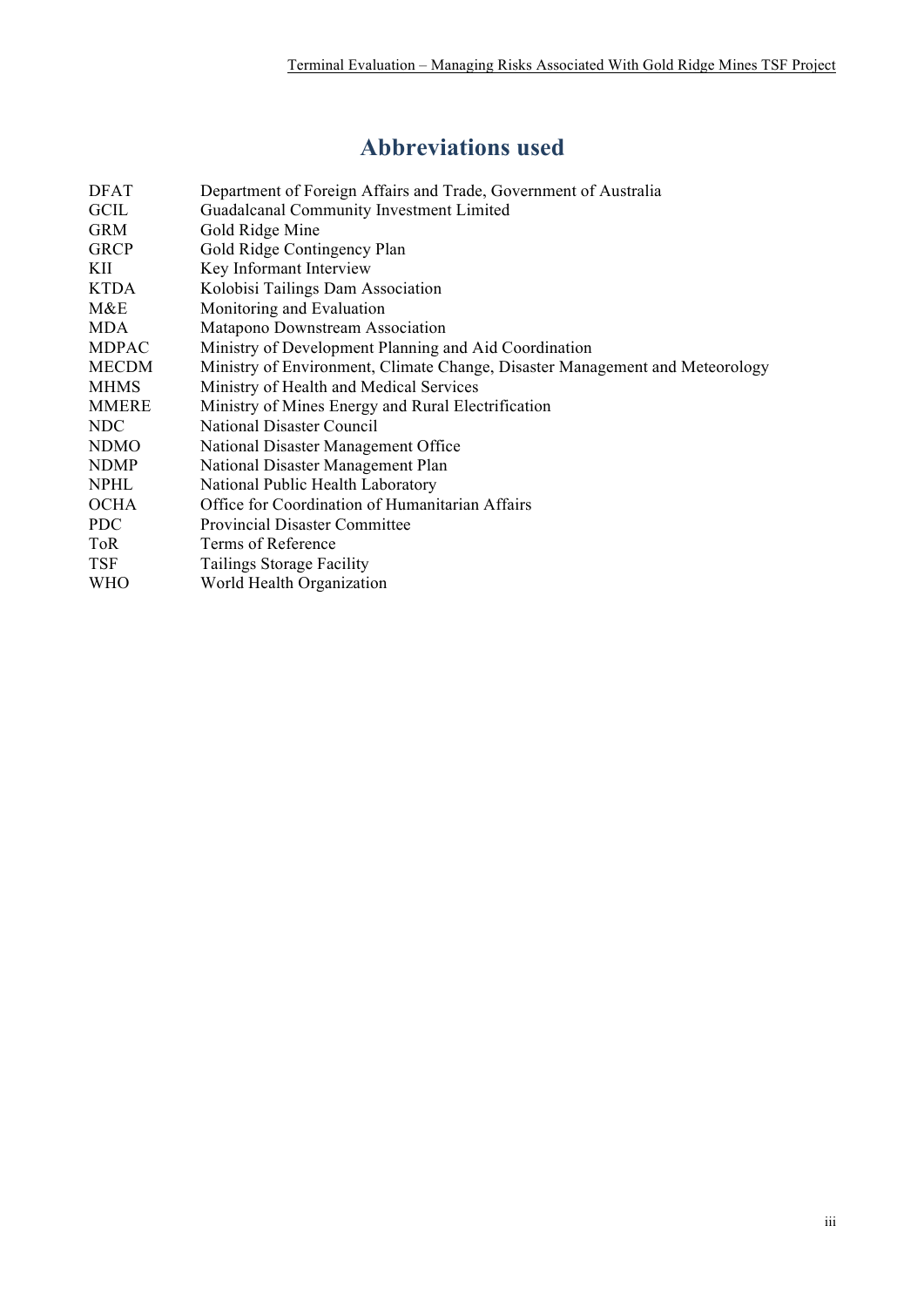# Abbreviations used

| | |
|---|---|
| DFAT | Department of Foreign Affairs and Trade, Government of Australia |
| GCIL | Guadalcanal Community Investment Limited |
| GRM | Gold Ridge Mine |
| GRCP | Gold Ridge Contingency Plan |
| KII | Key Informant Interview |
| KTDA | Kolobisi Tailings Dam Association |
| M&E | Monitoring and Evaluation |
| MDA | Matapono Downstream Association |
| MDPAC | Ministry of Development Planning and Aid Coordination |
| MECDM | Ministry of Environment, Climate Change, Disaster Management and Meteorology |
| MHMS | Ministry of Health and Medical Services |
| MMERE | Ministry of Mines Energy and Rural Electrification |
| NDC | National Disaster Council |
| NDMO | National Disaster Management Office |
| NDMP | National Disaster Management Plan |
| NPHL | National Public Health Laboratory |
| OCHA | Office for Coordination of Humanitarian Affairs |
| PDC | Provincial Disaster Committee |
| ToR | Terms of Reference |
| TSF | Tailings Storage Facility |
| WHO | World Health Organization |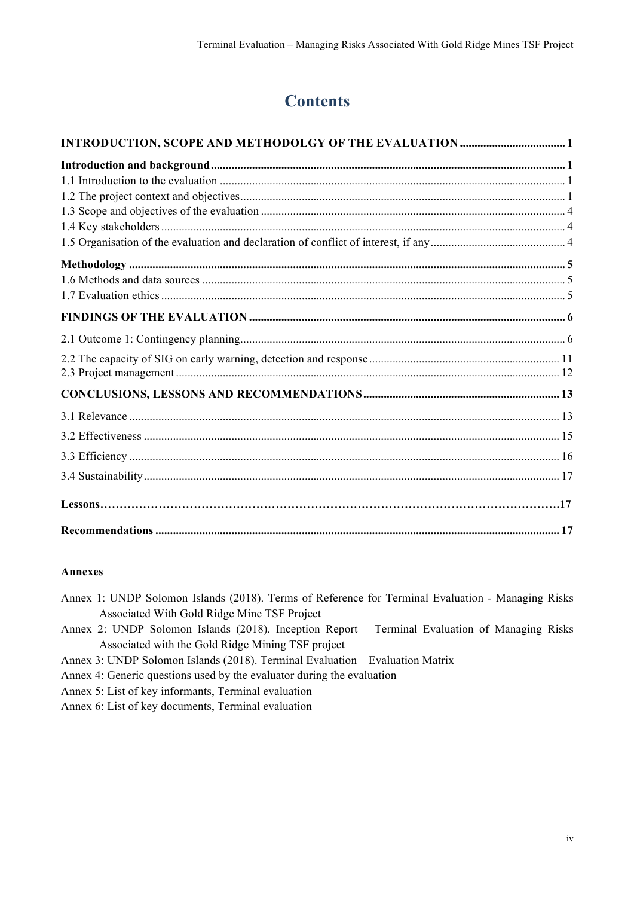# Contents

**INTRODUCTION, SCOPE AND METHODOLGY OF THE EVALUATION** .................................... 1

**Introduction and background** ........................................................................................................ 1
1.1 Introduction to the evaluation ..................................................................................................... 1
1.2 The project context and objectives.............................................................................................. 1
1.3 Scope and objectives of the evaluation ....................................................................................... 4
1.4 Key stakeholders ......................................................................................................................... 4
1.5 Organisation of the evaluation and declaration of conflict of interest, if any ............................. 4

**Methodology** .................................................................................................................................... 5
1.6 Methods and data sources ........................................................................................................... 5
1.7 Evaluation ethics ......................................................................................................................... 5

**FINDINGS OF THE EVALUATION** ........................................................................................... 6

2.1 Outcome 1: Contingency planning.............................................................................................. 6

2.2 The capacity of SIG on early warning, detection and response ................................................ 11
2.3 Project management .................................................................................................................. 12

**CONCLUSIONS, LESSONS AND RECOMMENDATIONS** .................................................. 13

3.1 Relevance .................................................................................................................................. 13

3.2 Effectiveness ............................................................................................................................. 15

3.3 Efficiency .................................................................................................................................. 16

3.4 Sustainability ............................................................................................................................ 17

**Lessons**……………………………………………………………………………………………….17

**Recommendations** ........................................................................................................................ 17

**Annexes**

Annex 1: UNDP Solomon Islands (2018). Terms of Reference for Terminal Evaluation - Managing Risks Associated With Gold Ridge Mine TSF Project

Annex 2: UNDP Solomon Islands (2018). Inception Report – Terminal Evaluation of Managing Risks Associated with the Gold Ridge Mining TSF project

Annex 3: UNDP Solomon Islands (2018). Terminal Evaluation – Evaluation Matrix

Annex 4: Generic questions used by the evaluator during the evaluation

Annex 5: List of key informants, Terminal evaluation

Annex 6: List of key documents, Terminal evaluation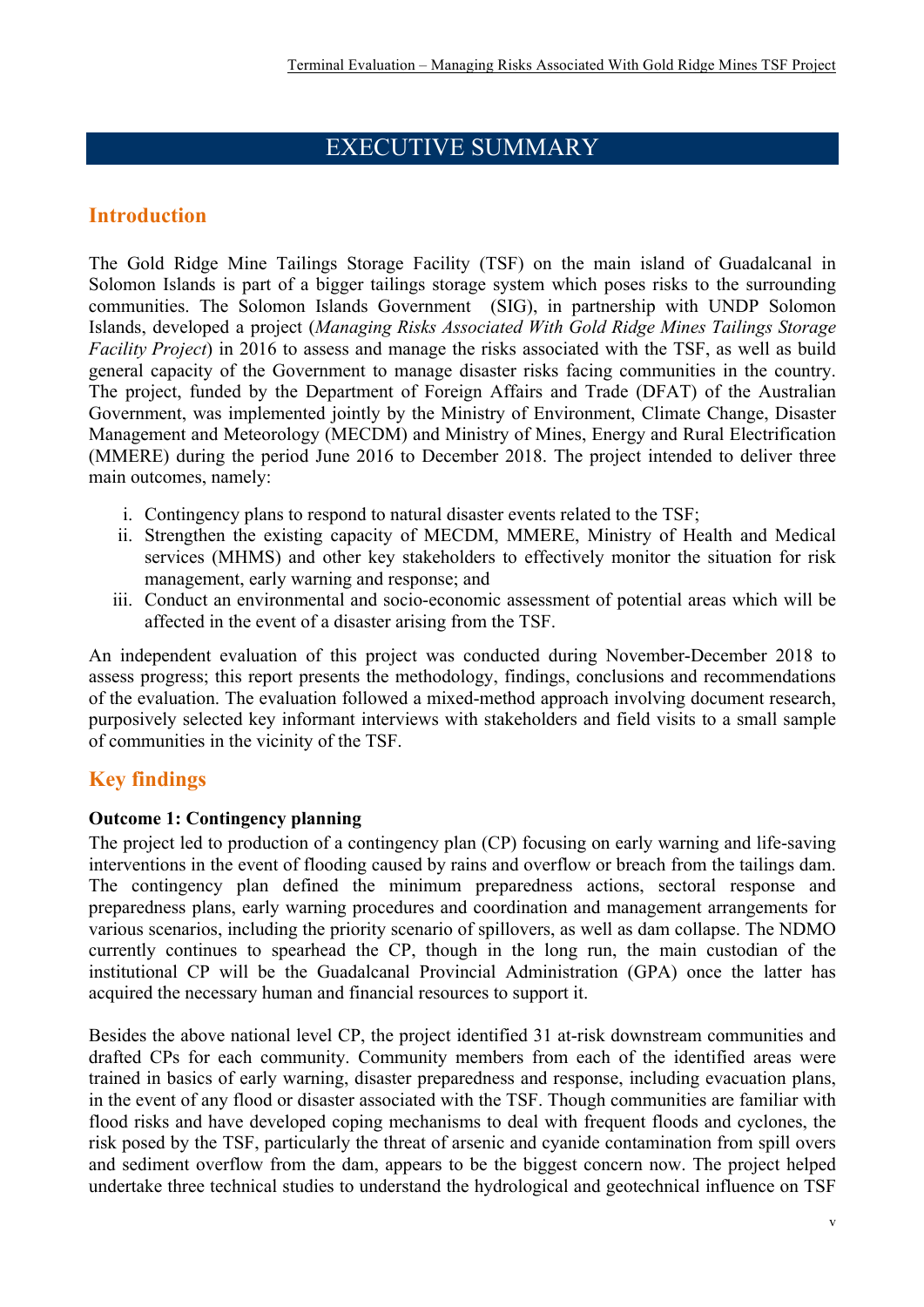# EXECUTIVE SUMMARY

## Introduction

The Gold Ridge Mine Tailings Storage Facility (TSF) on the main island of Guadalcanal in Solomon Islands is part of a bigger tailings storage system which poses risks to the surrounding communities. The Solomon Islands Government (SIG), in partnership with UNDP Solomon Islands, developed a project (*Managing Risks Associated With Gold Ridge Mines Tailings Storage Facility Project*) in 2016 to assess and manage the risks associated with the TSF, as well as build general capacity of the Government to manage disaster risks facing communities in the country. The project, funded by the Department of Foreign Affairs and Trade (DFAT) of the Australian Government, was implemented jointly by the Ministry of Environment, Climate Change, Disaster Management and Meteorology (MECDM) and Ministry of Mines, Energy and Rural Electrification (MMERE) during the period June 2016 to December 2018. The project intended to deliver three main outcomes, namely:

i. Contingency plans to respond to natural disaster events related to the TSF;
ii. Strengthen the existing capacity of MECDM, MMERE, Ministry of Health and Medical services (MHMS) and other key stakeholders to effectively monitor the situation for risk management, early warning and response; and
iii. Conduct an environmental and socio-economic assessment of potential areas which will be affected in the event of a disaster arising from the TSF.

An independent evaluation of this project was conducted during November-December 2018 to assess progress; this report presents the methodology, findings, conclusions and recommendations of the evaluation. The evaluation followed a mixed-method approach involving document research, purposively selected key informant interviews with stakeholders and field visits to a small sample of communities in the vicinity of the TSF.

## Key findings

**Outcome 1: Contingency planning**

The project led to production of a contingency plan (CP) focusing on early warning and life-saving interventions in the event of flooding caused by rains and overflow or breach from the tailings dam. The contingency plan defined the minimum preparedness actions, sectoral response and preparedness plans, early warning procedures and coordination and management arrangements for various scenarios, including the priority scenario of spillovers, as well as dam collapse. The NDMO currently continues to spearhead the CP, though in the long run, the main custodian of the institutional CP will be the Guadalcanal Provincial Administration (GPA) once the latter has acquired the necessary human and financial resources to support it.

Besides the above national level CP, the project identified 31 at-risk downstream communities and drafted CPs for each community. Community members from each of the identified areas were trained in basics of early warning, disaster preparedness and response, including evacuation plans, in the event of any flood or disaster associated with the TSF. Though communities are familiar with flood risks and have developed coping mechanisms to deal with frequent floods and cyclones, the risk posed by the TSF, particularly the threat of arsenic and cyanide contamination from spill overs and sediment overflow from the dam, appears to be the biggest concern now. The project helped undertake three technical studies to understand the hydrological and geotechnical influence on TSF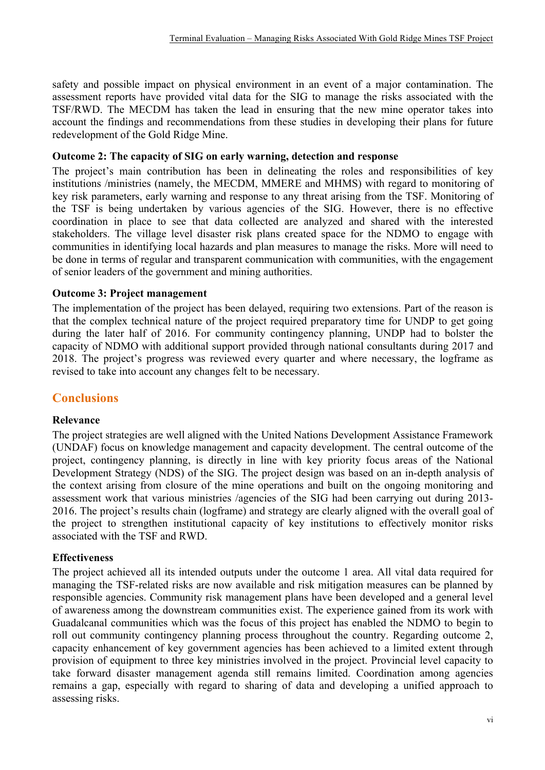safety and possible impact on physical environment in an event of a major contamination. The assessment reports have provided vital data for the SIG to manage the risks associated with the TSF/RWD. The MECDM has taken the lead in ensuring that the new mine operator takes into account the findings and recommendations from these studies in developing their plans for future redevelopment of the Gold Ridge Mine.

**Outcome 2: The capacity of SIG on early warning, detection and response**

The project's main contribution has been in delineating the roles and responsibilities of key institutions /ministries (namely, the MECDM, MMERE and MHMS) with regard to monitoring of key risk parameters, early warning and response to any threat arising from the TSF. Monitoring of the TSF is being undertaken by various agencies of the SIG. However, there is no effective coordination in place to see that data collected are analyzed and shared with the interested stakeholders. The village level disaster risk plans created space for the NDMO to engage with communities in identifying local hazards and plan measures to manage the risks. More will need to be done in terms of regular and transparent communication with communities, with the engagement of senior leaders of the government and mining authorities.

**Outcome 3: Project management**

The implementation of the project has been delayed, requiring two extensions. Part of the reason is that the complex technical nature of the project required preparatory time for UNDP to get going during the later half of 2016. For community contingency planning, UNDP had to bolster the capacity of NDMO with additional support provided through national consultants during 2017 and 2018. The project's progress was reviewed every quarter and where necessary, the logframe as revised to take into account any changes felt to be necessary.

## Conclusions

**Relevance**

The project strategies are well aligned with the United Nations Development Assistance Framework (UNDAF) focus on knowledge management and capacity development. The central outcome of the project, contingency planning, is directly in line with key priority focus areas of the National Development Strategy (NDS) of the SIG. The project design was based on an in-depth analysis of the context arising from closure of the mine operations and built on the ongoing monitoring and assessment work that various ministries /agencies of the SIG had been carrying out during 2013-2016. The project's results chain (logframe) and strategy are clearly aligned with the overall goal of the project to strengthen institutional capacity of key institutions to effectively monitor risks associated with the TSF and RWD.

**Effectiveness**

The project achieved all its intended outputs under the outcome 1 area. All vital data required for managing the TSF-related risks are now available and risk mitigation measures can be planned by responsible agencies. Community risk management plans have been developed and a general level of awareness among the downstream communities exist. The experience gained from its work with Guadalcanal communities which was the focus of this project has enabled the NDMO to begin to roll out community contingency planning process throughout the country. Regarding outcome 2, capacity enhancement of key government agencies has been achieved to a limited extent through provision of equipment to three key ministries involved in the project. Provincial level capacity to take forward disaster management agenda still remains limited. Coordination among agencies remains a gap, especially with regard to sharing of data and developing a unified approach to assessing risks.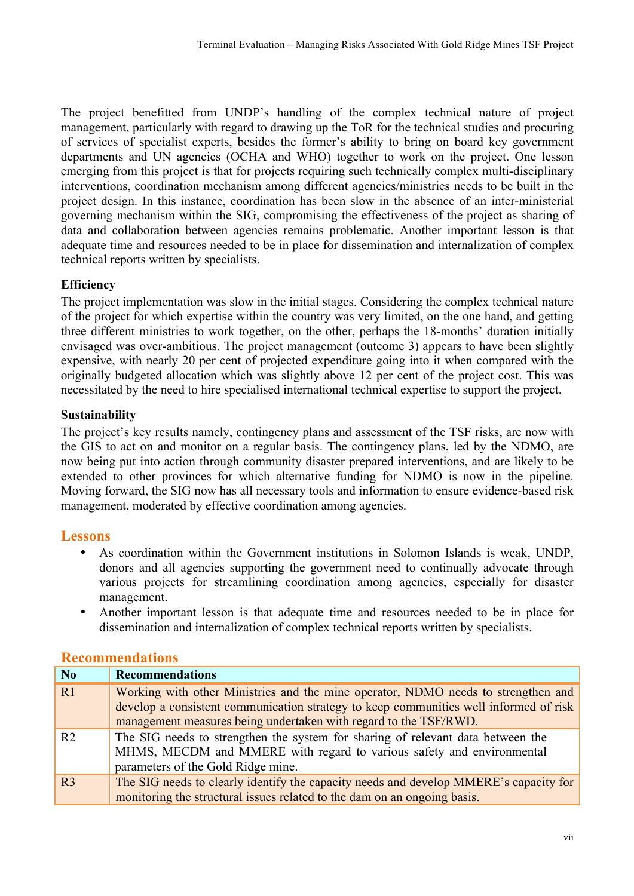The project benefitted from UNDP's handling of the complex technical nature of project management, particularly with regard to drawing up the ToR for the technical studies and procuring of services of specialist experts, besides the former's ability to bring on board key government departments and UN agencies (OCHA and WHO) together to work on the project. One lesson emerging from this project is that for projects requiring such technically complex multi-disciplinary interventions, coordination mechanism among different agencies/ministries needs to be built in the project design. In this instance, coordination has been slow in the absence of an inter-ministerial governing mechanism within the SIG, compromising the effectiveness of the project as sharing of data and collaboration between agencies remains problematic. Another important lesson is that adequate time and resources needed to be in place for dissemination and internalization of complex technical reports written by specialists.

**Efficiency**

The project implementation was slow in the initial stages. Considering the complex technical nature of the project for which expertise within the country was very limited, on the one hand, and getting three different ministries to work together, on the other, perhaps the 18-months' duration initially envisaged was over-ambitious. The project management (outcome 3) appears to have been slightly expensive, with nearly 20 per cent of projected expenditure going into it when compared with the originally budgeted allocation which was slightly above 12 per cent of the project cost. This was necessitated by the need to hire specialised international technical expertise to support the project.

**Sustainability**

The project's key results namely, contingency plans and assessment of the TSF risks, are now with the GIS to act on and monitor on a regular basis. The contingency plans, led by the NDMO, are now being put into action through community disaster prepared interventions, and are likely to be extended to other provinces for which alternative funding for NDMO is now in the pipeline. Moving forward, the SIG now has all necessary tools and information to ensure evidence-based risk management, moderated by effective coordination among agencies.

## Lessons

- As coordination within the Government institutions in Solomon Islands is weak, UNDP, donors and all agencies supporting the government need to continually advocate through various projects for streamlining coordination among agencies, especially for disaster management.
- Another important lesson is that adequate time and resources needed to be in place for dissemination and internalization of complex technical reports written by specialists.

## Recommendations

| No | Recommendations |
|---|---|
| R1 | Working with other Ministries and the mine operator, NDMO needs to strengthen and develop a consistent communication strategy to keep communities well informed of risk management measures being undertaken with regard to the TSF/RWD. |
| R2 | The SIG needs to strengthen the system for sharing of relevant data between the MHMS, MECDM and MMERE with regard to various safety and environmental parameters of the Gold Ridge mine. |
| R3 | The SIG needs to clearly identify the capacity needs and develop MMERE's capacity for monitoring the structural issues related to the dam on an ongoing basis. |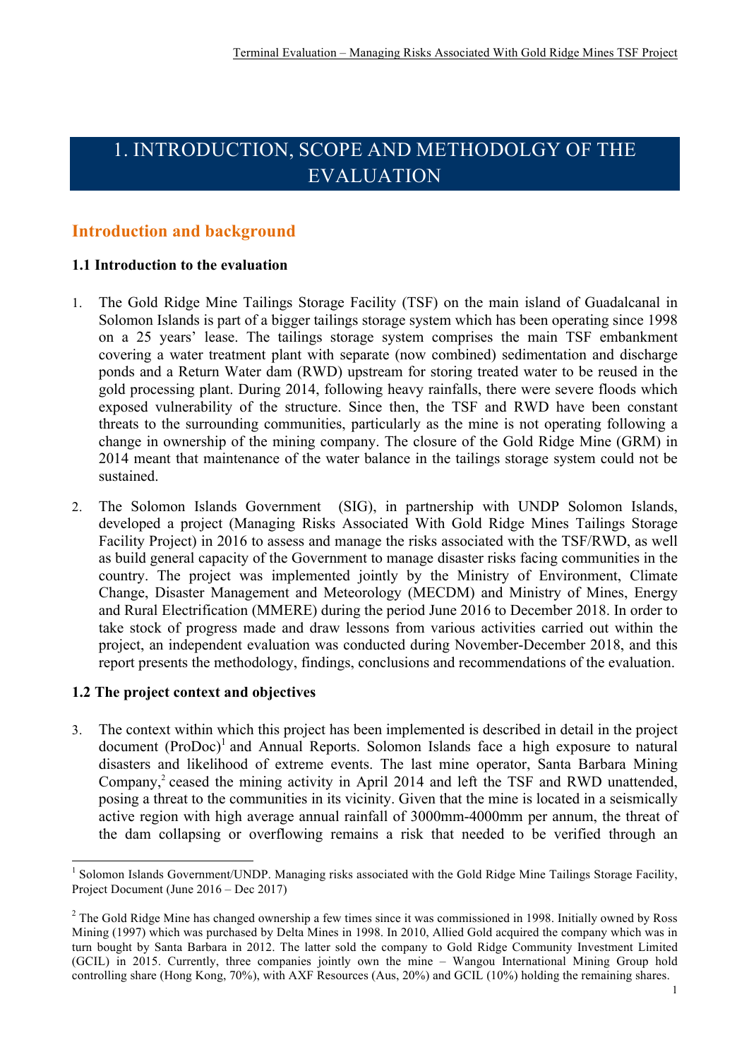# 1. INTRODUCTION, SCOPE AND METHODOLGY OF THE EVALUATION

## Introduction and background

### 1.1 Introduction to the evaluation

1. The Gold Ridge Mine Tailings Storage Facility (TSF) on the main island of Guadalcanal in Solomon Islands is part of a bigger tailings storage system which has been operating since 1998 on a 25 years' lease. The tailings storage system comprises the main TSF embankment covering a water treatment plant with separate (now combined) sedimentation and discharge ponds and a Return Water dam (RWD) upstream for storing treated water to be reused in the gold processing plant. During 2014, following heavy rainfalls, there were severe floods which exposed vulnerability of the structure. Since then, the TSF and RWD have been constant threats to the surrounding communities, particularly as the mine is not operating following a change in ownership of the mining company. The closure of the Gold Ridge Mine (GRM) in 2014 meant that maintenance of the water balance in the tailings storage system could not be sustained.

2. The Solomon Islands Government (SIG), in partnership with UNDP Solomon Islands, developed a project (Managing Risks Associated With Gold Ridge Mines Tailings Storage Facility Project) in 2016 to assess and manage the risks associated with the TSF/RWD, as well as build general capacity of the Government to manage disaster risks facing communities in the country. The project was implemented jointly by the Ministry of Environment, Climate Change, Disaster Management and Meteorology (MECDM) and Ministry of Mines, Energy and Rural Electrification (MMERE) during the period June 2016 to December 2018. In order to take stock of progress made and draw lessons from various activities carried out within the project, an independent evaluation was conducted during November-December 2018, and this report presents the methodology, findings, conclusions and recommendations of the evaluation.

### 1.2 The project context and objectives

3. The context within which this project has been implemented is described in detail in the project document (ProDoc)[1] and Annual Reports. Solomon Islands face a high exposure to natural disasters and likelihood of extreme events. The last mine operator, Santa Barbara Mining Company,[2] ceased the mining activity in April 2014 and left the TSF and RWD unattended, posing a threat to the communities in its vicinity. Given that the mine is located in a seismically active region with high average annual rainfall of 3000mm-4000mm per annum, the threat of the dam collapsing or overflowing remains a risk that needed to be verified through an

---

[1] Solomon Islands Government/UNDP. Managing risks associated with the Gold Ridge Mine Tailings Storage Facility, Project Document (June 2016 – Dec 2017)

[2] The Gold Ridge Mine has changed ownership a few times since it was commissioned in 1998. Initially owned by Ross Mining (1997) which was purchased by Delta Mines in 1998. In 2010, Allied Gold acquired the company which was in turn bought by Santa Barbara in 2012. The latter sold the company to Gold Ridge Community Investment Limited (GCIL) in 2015. Currently, three companies jointly own the mine – Wangou International Mining Group hold controlling share (Hong Kong, 70%), with AXF Resources (Aus, 20%) and GCIL (10%) holding the remaining shares.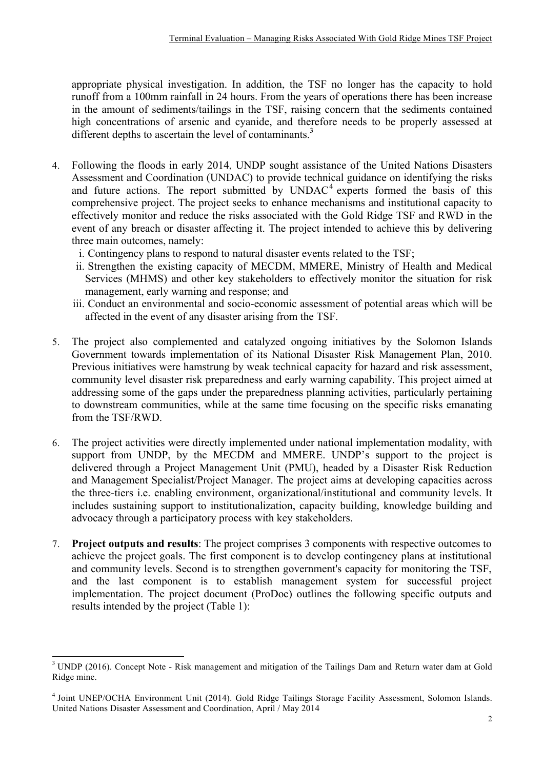appropriate physical investigation. In addition, the TSF no longer has the capacity to hold runoff from a 100mm rainfall in 24 hours. From the years of operations there has been increase in the amount of sediments/tailings in the TSF, raising concern that the sediments contained high concentrations of arsenic and cyanide, and therefore needs to be properly assessed at different depths to ascertain the level of contaminants.[3]

4. Following the floods in early 2014, UNDP sought assistance of the United Nations Disasters Assessment and Coordination (UNDAC) to provide technical guidance on identifying the risks and future actions. The report submitted by UNDAC[4] experts formed the basis of this comprehensive project. The project seeks to enhance mechanisms and institutional capacity to effectively monitor and reduce the risks associated with the Gold Ridge TSF and RWD in the event of any breach or disaster affecting it. The project intended to achieve this by delivering three main outcomes, namely:
   i. Contingency plans to respond to natural disaster events related to the TSF;
   ii. Strengthen the existing capacity of MECDM, MMERE, Ministry of Health and Medical Services (MHMS) and other key stakeholders to effectively monitor the situation for risk management, early warning and response; and
   iii. Conduct an environmental and socio-economic assessment of potential areas which will be affected in the event of any disaster arising from the TSF.

5. The project also complemented and catalyzed ongoing initiatives by the Solomon Islands Government towards implementation of its National Disaster Risk Management Plan, 2010. Previous initiatives were hamstrung by weak technical capacity for hazard and risk assessment, community level disaster risk preparedness and early warning capability. This project aimed at addressing some of the gaps under the preparedness planning activities, particularly pertaining to downstream communities, while at the same time focusing on the specific risks emanating from the TSF/RWD.

6. The project activities were directly implemented under national implementation modality, with support from UNDP, by the MECDM and MMERE. UNDP's support to the project is delivered through a Project Management Unit (PMU), headed by a Disaster Risk Reduction and Management Specialist/Project Manager. The project aims at developing capacities across the three-tiers i.e. enabling environment, organizational/institutional and community levels. It includes sustaining support to institutionalization, capacity building, knowledge building and advocacy through a participatory process with key stakeholders.

7. **Project outputs and results**: The project comprises 3 components with respective outcomes to achieve the project goals. The first component is to develop contingency plans at institutional and community levels. Second is to strengthen government's capacity for monitoring the TSF, and the last component is to establish management system for successful project implementation. The project document (ProDoc) outlines the following specific outputs and results intended by the project (Table 1):

---

[3] UNDP (2016). Concept Note - Risk management and mitigation of the Tailings Dam and Return water dam at Gold Ridge mine.

[4] Joint UNEP/OCHA Environment Unit (2014). Gold Ridge Tailings Storage Facility Assessment, Solomon Islands. United Nations Disaster Assessment and Coordination, April / May 2014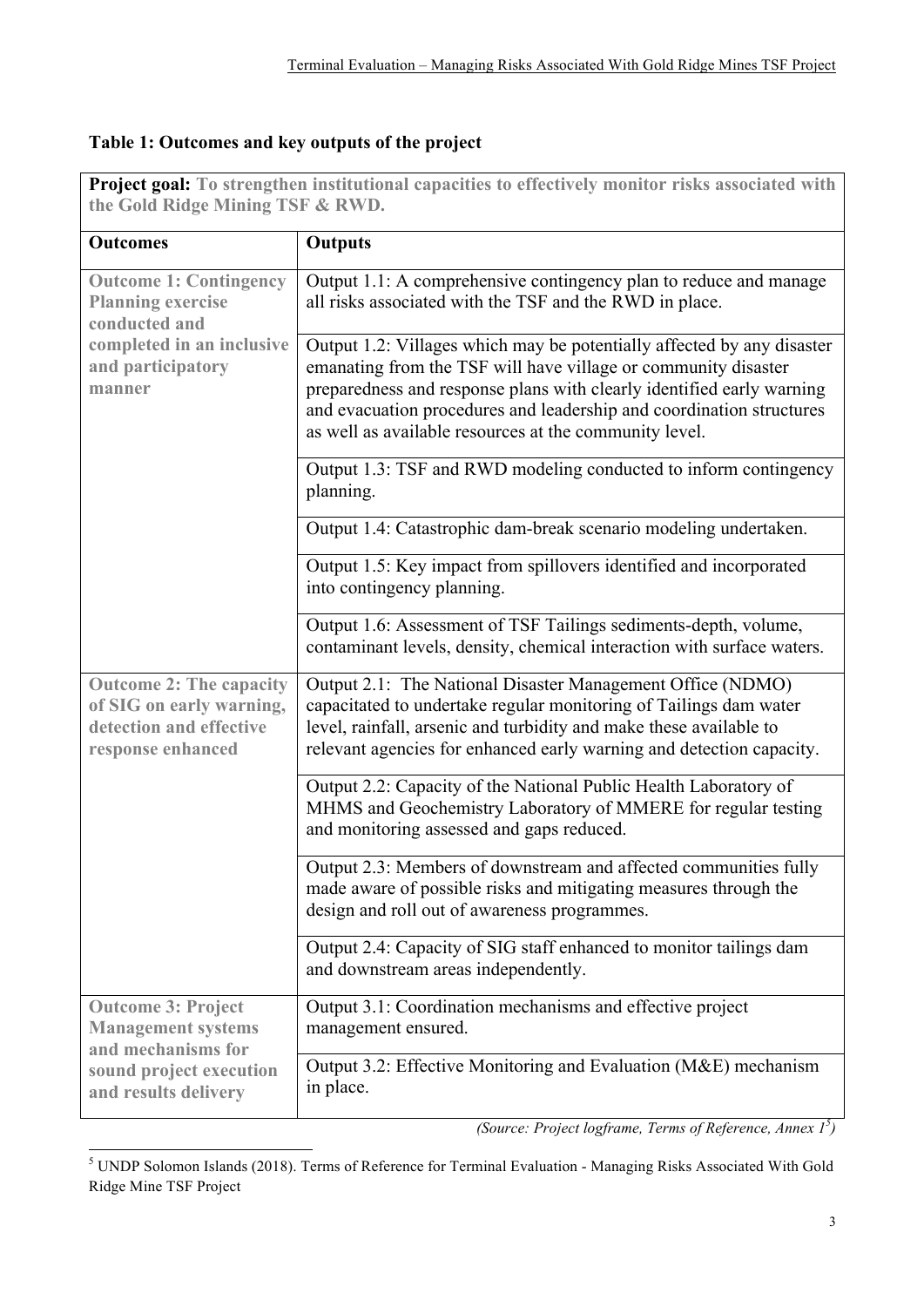**Table 1: Outcomes and key outputs of the project**

| **Project goal:** To strengthen institutional capacities to effectively monitor risks associated with the Gold Ridge Mining TSF & RWD. | |
|---|---|
| **Outcomes** | **Outputs** |
| **Outcome 1: Contingency Planning exercise conducted and completed in an inclusive and participatory manner** | Output 1.1: A comprehensive contingency plan to reduce and manage all risks associated with the TSF and the RWD in place. |
| | Output 1.2: Villages which may be potentially affected by any disaster emanating from the TSF will have village or community disaster preparedness and response plans with clearly identified early warning and evacuation procedures and leadership and coordination structures as well as available resources at the community level. |
| | Output 1.3: TSF and RWD modeling conducted to inform contingency planning. |
| | Output 1.4: Catastrophic dam-break scenario modeling undertaken. |
| | Output 1.5: Key impact from spillovers identified and incorporated into contingency planning. |
| | Output 1.6: Assessment of TSF Tailings sediments-depth, volume, contaminant levels, density, chemical interaction with surface waters. |
| **Outcome 2: The capacity of SIG on early warning, detection and effective response enhanced** | Output 2.1: The National Disaster Management Office (NDMO) capacitated to undertake regular monitoring of Tailings dam water level, rainfall, arsenic and turbidity and make these available to relevant agencies for enhanced early warning and detection capacity. |
| | Output 2.2: Capacity of the National Public Health Laboratory of MHMS and Geochemistry Laboratory of MMERE for regular testing and monitoring assessed and gaps reduced. |
| | Output 2.3: Members of downstream and affected communities fully made aware of possible risks and mitigating measures through the design and roll out of awareness programmes. |
| | Output 2.4: Capacity of SIG staff enhanced to monitor tailings dam and downstream areas independently. |
| **Outcome 3: Project Management systems and mechanisms for sound project execution and results delivery** | Output 3.1: Coordination mechanisms and effective project management ensured. |
| | Output 3.2: Effective Monitoring and Evaluation (M&E) mechanism in place. |

*(Source: Project logframe, Terms of Reference, Annex 1[5])*

[5] UNDP Solomon Islands (2018). Terms of Reference for Terminal Evaluation - Managing Risks Associated With Gold Ridge Mine TSF Project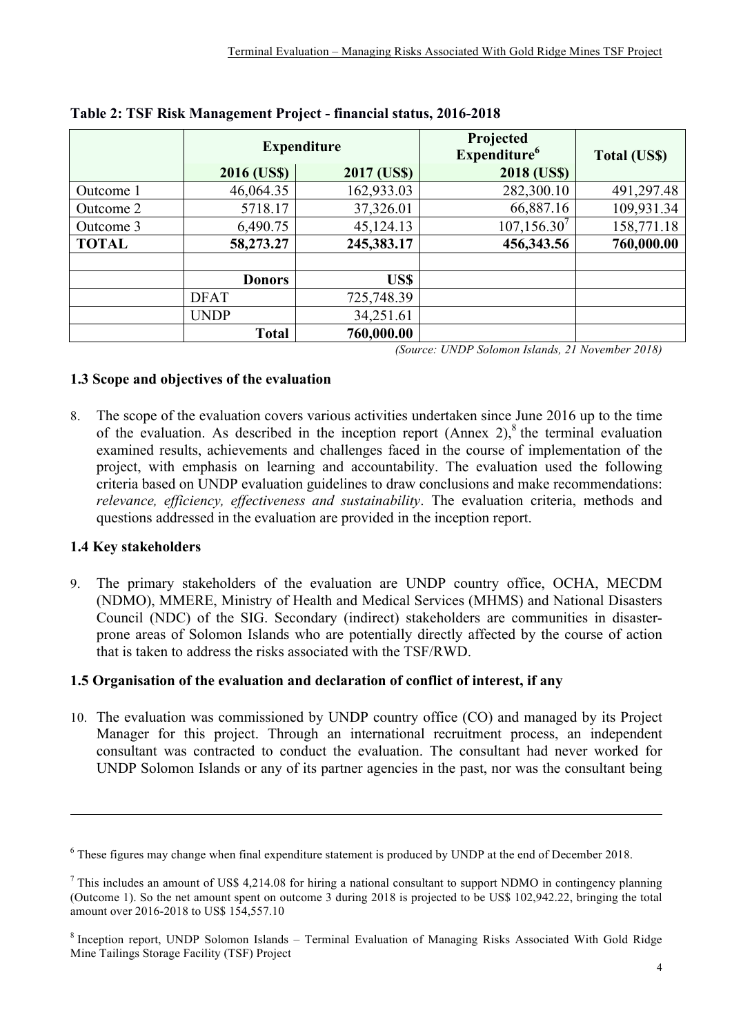**Table 2: TSF Risk Management Project - financial status, 2016-2018**

| | Expenditure | | Projected Expenditure[6] | Total (US$) |
|---|---|---|---|---|
| | 2016 (US$) | 2017 (US$) | 2018 (US$) | |
| Outcome 1 | 46,064.35 | 162,933.03 | 282,300.10 | 491,297.48 |
| Outcome 2 | 5718.17 | 37,326.01 | 66,887.16 | 109,931.34 |
| Outcome 3 | 6,490.75 | 45,124.13 | 107,156.30[7] | 158,771.18 |
| **TOTAL** | **58,273.27** | **245,383.17** | **456,343.56** | **760,000.00** |
| | | | | |
| | **Donors** | **US$** | | |
| | DFAT | 725,748.39 | | |
| | UNDP | 34,251.61 | | |
| | **Total** | **760,000.00** | | |

*(Source: UNDP Solomon Islands, 21 November 2018)*

### 1.3 Scope and objectives of the evaluation

8. The scope of the evaluation covers various activities undertaken since June 2016 up to the time of the evaluation. As described in the inception report (Annex 2),[8] the terminal evaluation examined results, achievements and challenges faced in the course of implementation of the project, with emphasis on learning and accountability. The evaluation used the following criteria based on UNDP evaluation guidelines to draw conclusions and make recommendations: *relevance, efficiency, effectiveness and sustainability*. The evaluation criteria, methods and questions addressed in the evaluation are provided in the inception report.

### 1.4 Key stakeholders

9. The primary stakeholders of the evaluation are UNDP country office, OCHA, MECDM (NDMO), MMERE, Ministry of Health and Medical Services (MHMS) and National Disasters Council (NDC) of the SIG. Secondary (indirect) stakeholders are communities in disaster-prone areas of Solomon Islands who are potentially directly affected by the course of action that is taken to address the risks associated with the TSF/RWD.

### 1.5 Organisation of the evaluation and declaration of conflict of interest, if any

10. The evaluation was commissioned by UNDP country office (CO) and managed by its Project Manager for this project. Through an international recruitment process, an independent consultant was contracted to conduct the evaluation. The consultant had never worked for UNDP Solomon Islands or any of its partner agencies in the past, nor was the consultant being

---

[6] These figures may change when final expenditure statement is produced by UNDP at the end of December 2018.

[7] This includes an amount of US$ 4,214.08 for hiring a national consultant to support NDMO in contingency planning (Outcome 1). So the net amount spent on outcome 3 during 2018 is projected to be US$ 102,942.22, bringing the total amount over 2016-2018 to US$ 154,557.10

[8] Inception report, UNDP Solomon Islands – Terminal Evaluation of Managing Risks Associated With Gold Ridge Mine Tailings Storage Facility (TSF) Project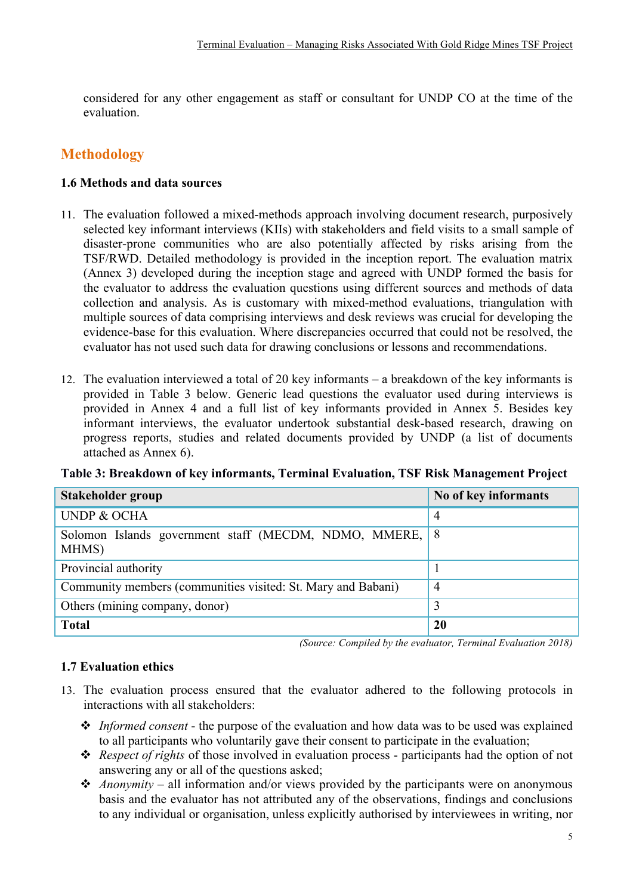considered for any other engagement as staff or consultant for UNDP CO at the time of the evaluation.

## Methodology

### 1.6 Methods and data sources

11. The evaluation followed a mixed-methods approach involving document research, purposively selected key informant interviews (KIIs) with stakeholders and field visits to a small sample of disaster-prone communities who are also potentially affected by risks arising from the TSF/RWD. Detailed methodology is provided in the inception report. The evaluation matrix (Annex 3) developed during the inception stage and agreed with UNDP formed the basis for the evaluator to address the evaluation questions using different sources and methods of data collection and analysis. As is customary with mixed-method evaluations, triangulation with multiple sources of data comprising interviews and desk reviews was crucial for developing the evidence-base for this evaluation. Where discrepancies occurred that could not be resolved, the evaluator has not used such data for drawing conclusions or lessons and recommendations.

12. The evaluation interviewed a total of 20 key informants – a breakdown of the key informants is provided in Table 3 below. Generic lead questions the evaluator used during interviews is provided in Annex 4 and a full list of key informants provided in Annex 5. Besides key informant interviews, the evaluator undertook substantial desk-based research, drawing on progress reports, studies and related documents provided by UNDP (a list of documents attached as Annex 6).

**Table 3: Breakdown of key informants, Terminal Evaluation, TSF Risk Management Project**

| Stakeholder group | No of key informants |
|---|---|
| UNDP & OCHA | 4 |
| Solomon Islands government staff (MECDM, NDMO, MMERE, MHMS) | 8 |
| Provincial authority | 1 |
| Community members (communities visited: St. Mary and Babani) | 4 |
| Others (mining company, donor) | 3 |
| **Total** | **20** |

*(Source: Compiled by the evaluator, Terminal Evaluation 2018)*

### 1.7 Evaluation ethics

13. The evaluation process ensured that the evaluator adhered to the following protocols in interactions with all stakeholders:
    - *Informed consent* - the purpose of the evaluation and how data was to be used was explained to all participants who voluntarily gave their consent to participate in the evaluation;
    - *Respect of rights* of those involved in evaluation process - participants had the option of not answering any or all of the questions asked;
    - *Anonymity* – all information and/or views provided by the participants were on anonymous basis and the evaluator has not attributed any of the observations, findings and conclusions to any individual or organisation, unless explicitly authorised by interviewees in writing, nor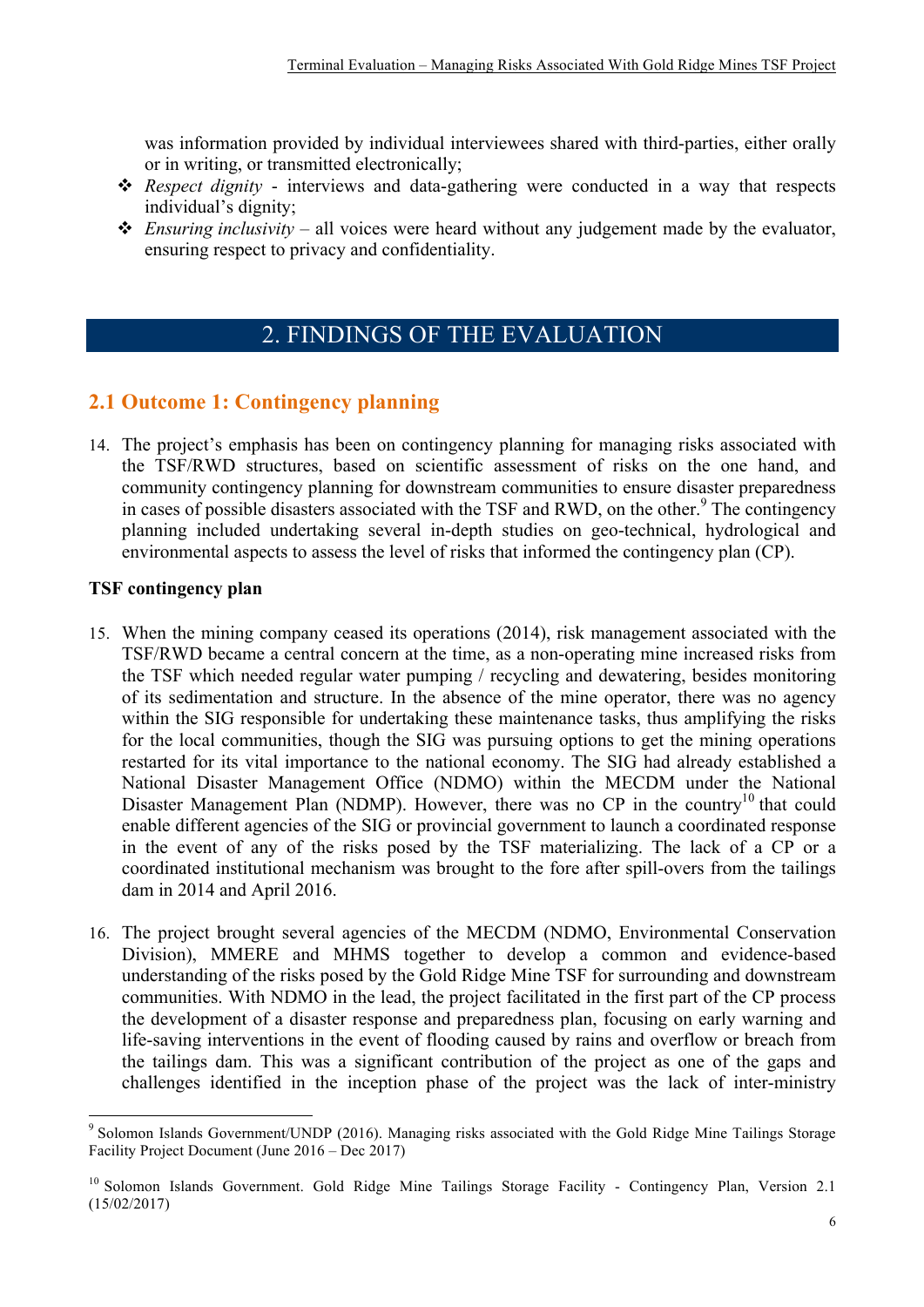was information provided by individual interviewees shared with third-parties, either orally or in writing, or transmitted electronically;

- *Respect dignity* - interviews and data-gathering were conducted in a way that respects individual's dignity;
- *Ensuring inclusivity* – all voices were heard without any judgement made by the evaluator, ensuring respect to privacy and confidentiality.

# 2. FINDINGS OF THE EVALUATION

## 2.1 Outcome 1: Contingency planning

14. The project's emphasis has been on contingency planning for managing risks associated with the TSF/RWD structures, based on scientific assessment of risks on the one hand, and community contingency planning for downstream communities to ensure disaster preparedness in cases of possible disasters associated with the TSF and RWD, on the other.[9] The contingency planning included undertaking several in-depth studies on geo-technical, hydrological and environmental aspects to assess the level of risks that informed the contingency plan (CP).

**TSF contingency plan**

15. When the mining company ceased its operations (2014), risk management associated with the TSF/RWD became a central concern at the time, as a non-operating mine increased risks from the TSF which needed regular water pumping / recycling and dewatering, besides monitoring of its sedimentation and structure. In the absence of the mine operator, there was no agency within the SIG responsible for undertaking these maintenance tasks, thus amplifying the risks for the local communities, though the SIG was pursuing options to get the mining operations restarted for its vital importance to the national economy. The SIG had already established a National Disaster Management Office (NDMO) within the MECDM under the National Disaster Management Plan (NDMP). However, there was no CP in the country[10] that could enable different agencies of the SIG or provincial government to launch a coordinated response in the event of any of the risks posed by the TSF materializing. The lack of a CP or a coordinated institutional mechanism was brought to the fore after spill-overs from the tailings dam in 2014 and April 2016.

16. The project brought several agencies of the MECDM (NDMO, Environmental Conservation Division), MMERE and MHMS together to develop a common and evidence-based understanding of the risks posed by the Gold Ridge Mine TSF for surrounding and downstream communities. With NDMO in the lead, the project facilitated in the first part of the CP process the development of a disaster response and preparedness plan, focusing on early warning and life-saving interventions in the event of flooding caused by rains and overflow or breach from the tailings dam. This was a significant contribution of the project as one of the gaps and challenges identified in the inception phase of the project was the lack of inter-ministry

---

[9] Solomon Islands Government/UNDP (2016). Managing risks associated with the Gold Ridge Mine Tailings Storage Facility Project Document (June 2016 – Dec 2017)

[10] Solomon Islands Government. Gold Ridge Mine Tailings Storage Facility - Contingency Plan, Version 2.1 (15/02/2017)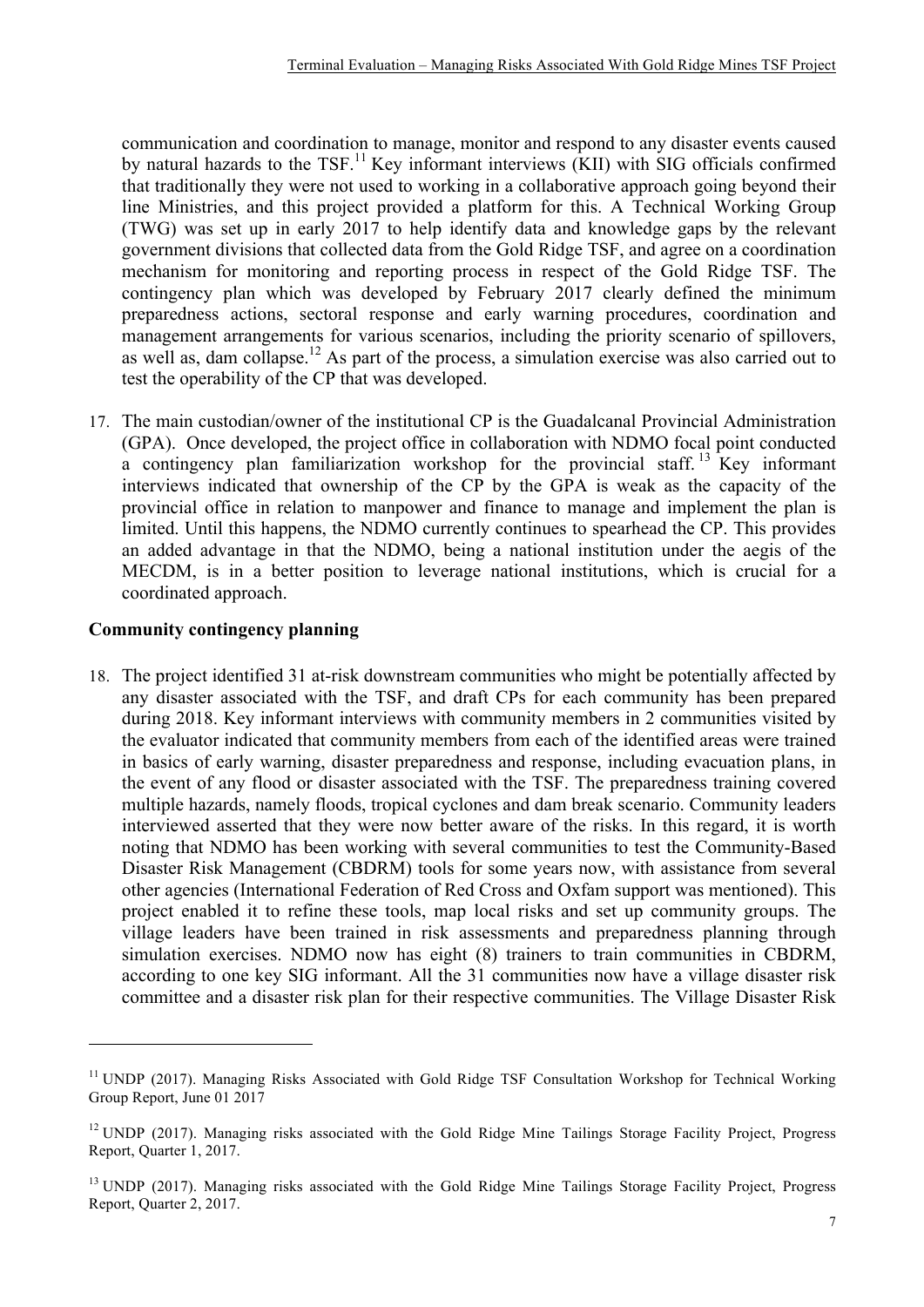communication and coordination to manage, monitor and respond to any disaster events caused by natural hazards to the TSF.[11] Key informant interviews (KII) with SIG officials confirmed that traditionally they were not used to working in a collaborative approach going beyond their line Ministries, and this project provided a platform for this. A Technical Working Group (TWG) was set up in early 2017 to help identify data and knowledge gaps by the relevant government divisions that collected data from the Gold Ridge TSF, and agree on a coordination mechanism for monitoring and reporting process in respect of the Gold Ridge TSF. The contingency plan which was developed by February 2017 clearly defined the minimum preparedness actions, sectoral response and early warning procedures, coordination and management arrangements for various scenarios, including the priority scenario of spillovers, as well as, dam collapse.[12] As part of the process, a simulation exercise was also carried out to test the operability of the CP that was developed.

17. The main custodian/owner of the institutional CP is the Guadalcanal Provincial Administration (GPA). Once developed, the project office in collaboration with NDMO focal point conducted a contingency plan familiarization workshop for the provincial staff.[13] Key informant interviews indicated that ownership of the CP by the GPA is weak as the capacity of the provincial office in relation to manpower and finance to manage and implement the plan is limited. Until this happens, the NDMO currently continues to spearhead the CP. This provides an added advantage in that the NDMO, being a national institution under the aegis of the MECDM, is in a better position to leverage national institutions, which is crucial for a coordinated approach.

**Community contingency planning**

18. The project identified 31 at-risk downstream communities who might be potentially affected by any disaster associated with the TSF, and draft CPs for each community has been prepared during 2018. Key informant interviews with community members in 2 communities visited by the evaluator indicated that community members from each of the identified areas were trained in basics of early warning, disaster preparedness and response, including evacuation plans, in the event of any flood or disaster associated with the TSF. The preparedness training covered multiple hazards, namely floods, tropical cyclones and dam break scenario. Community leaders interviewed asserted that they were now better aware of the risks. In this regard, it is worth noting that NDMO has been working with several communities to test the Community-Based Disaster Risk Management (CBDRM) tools for some years now, with assistance from several other agencies (International Federation of Red Cross and Oxfam support was mentioned). This project enabled it to refine these tools, map local risks and set up community groups. The village leaders have been trained in risk assessments and preparedness planning through simulation exercises. NDMO now has eight (8) trainers to train communities in CBDRM, according to one key SIG informant. All the 31 communities now have a village disaster risk committee and a disaster risk plan for their respective communities. The Village Disaster Risk

---

[11] UNDP (2017). Managing Risks Associated with Gold Ridge TSF Consultation Workshop for Technical Working Group Report, June 01 2017

[12] UNDP (2017). Managing risks associated with the Gold Ridge Mine Tailings Storage Facility Project, Progress Report, Quarter 1, 2017.

[13] UNDP (2017). Managing risks associated with the Gold Ridge Mine Tailings Storage Facility Project, Progress Report, Quarter 2, 2017.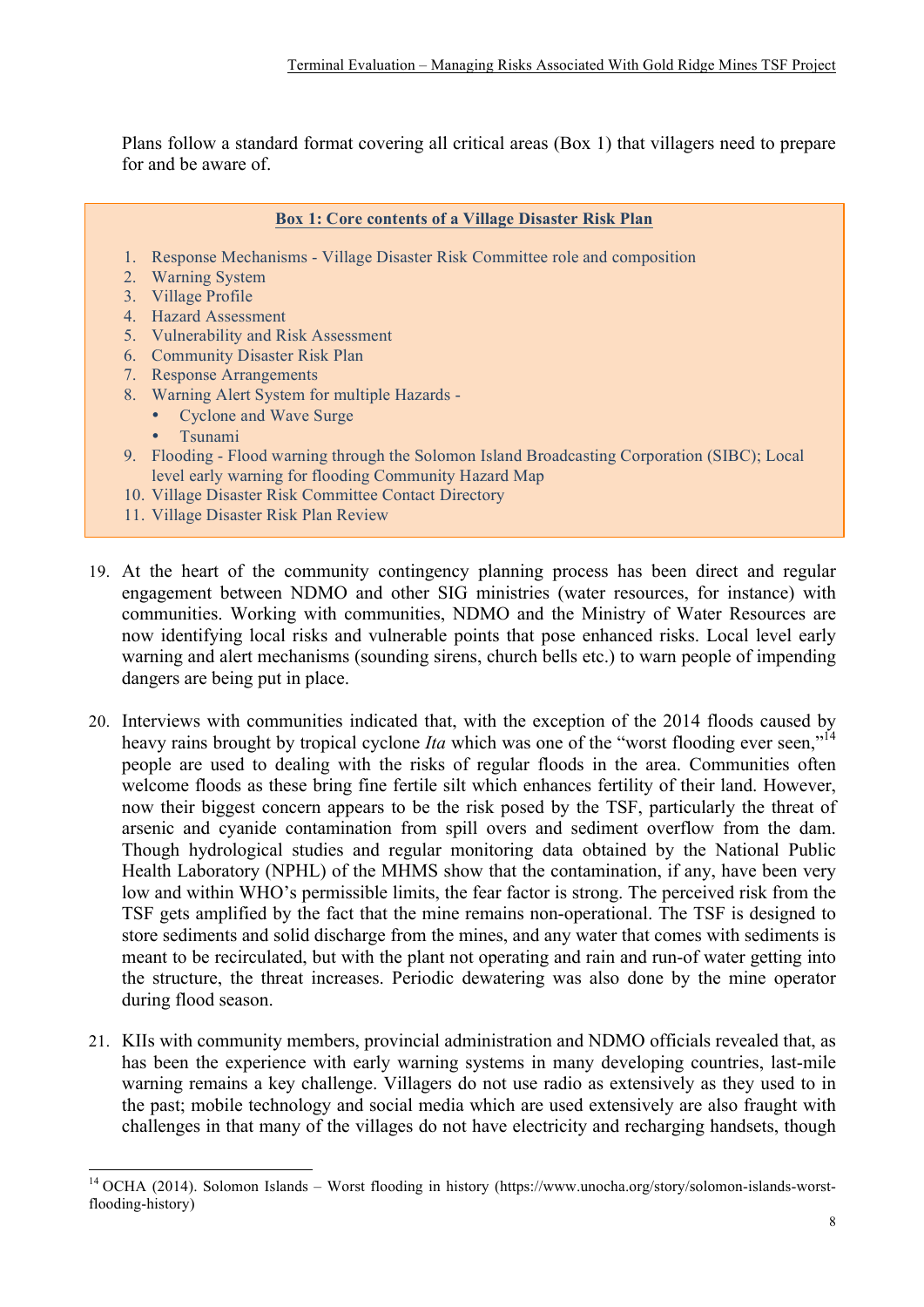Plans follow a standard format covering all critical areas (Box 1) that villagers need to prepare for and be aware of.

**Box 1: Core contents of a Village Disaster Risk Plan**

1. Response Mechanisms - Village Disaster Risk Committee role and composition
2. Warning System
3. Village Profile
4. Hazard Assessment
5. Vulnerability and Risk Assessment
6. Community Disaster Risk Plan
7. Response Arrangements
8. Warning Alert System for multiple Hazards -
   - Cyclone and Wave Surge
   - Tsunami
9. Flooding - Flood warning through the Solomon Island Broadcasting Corporation (SIBC); Local level early warning for flooding Community Hazard Map
10. Village Disaster Risk Committee Contact Directory
11. Village Disaster Risk Plan Review

19. At the heart of the community contingency planning process has been direct and regular engagement between NDMO and other SIG ministries (water resources, for instance) with communities. Working with communities, NDMO and the Ministry of Water Resources are now identifying local risks and vulnerable points that pose enhanced risks. Local level early warning and alert mechanisms (sounding sirens, church bells etc.) to warn people of impending dangers are being put in place.

20. Interviews with communities indicated that, with the exception of the 2014 floods caused by heavy rains brought by tropical cyclone *Ita* which was one of the "worst flooding ever seen,"[14] people are used to dealing with the risks of regular floods in the area. Communities often welcome floods as these bring fine fertile silt which enhances fertility of their land. However, now their biggest concern appears to be the risk posed by the TSF, particularly the threat of arsenic and cyanide contamination from spill overs and sediment overflow from the dam. Though hydrological studies and regular monitoring data obtained by the National Public Health Laboratory (NPHL) of the MHMS show that the contamination, if any, have been very low and within WHO's permissible limits, the fear factor is strong. The perceived risk from the TSF gets amplified by the fact that the mine remains non-operational. The TSF is designed to store sediments and solid discharge from the mines, and any water that comes with sediments is meant to be recirculated, but with the plant not operating and rain and run-of water getting into the structure, the threat increases. Periodic dewatering was also done by the mine operator during flood season.

21. KIIs with community members, provincial administration and NDMO officials revealed that, as has been the experience with early warning systems in many developing countries, last-mile warning remains a key challenge. Villagers do not use radio as extensively as they used to in the past; mobile technology and social media which are used extensively are also fraught with challenges in that many of the villages do not have electricity and recharging handsets, though

[14] OCHA (2014). Solomon Islands – Worst flooding in history (https://www.unocha.org/story/solomon-islands-worst-flooding-history)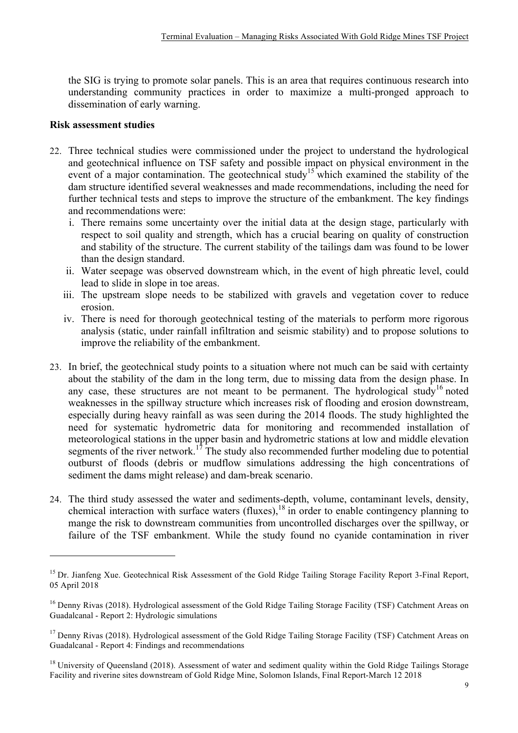the SIG is trying to promote solar panels. This is an area that requires continuous research into understanding community practices in order to maximize a multi-pronged approach to dissemination of early warning.

**Risk assessment studies**

22. Three technical studies were commissioned under the project to understand the hydrological and geotechnical influence on TSF safety and possible impact on physical environment in the event of a major contamination. The geotechnical study[15] which examined the stability of the dam structure identified several weaknesses and made recommendations, including the need for further technical tests and steps to improve the structure of the embankment. The key findings and recommendations were:
    i. There remains some uncertainty over the initial data at the design stage, particularly with respect to soil quality and strength, which has a crucial bearing on quality of construction and stability of the structure. The current stability of the tailings dam was found to be lower than the design standard.
    ii. Water seepage was observed downstream which, in the event of high phreatic level, could lead to slide in slope in toe areas.
    iii. The upstream slope needs to be stabilized with gravels and vegetation cover to reduce erosion.
    iv. There is need for thorough geotechnical testing of the materials to perform more rigorous analysis (static, under rainfall infiltration and seismic stability) and to propose solutions to improve the reliability of the embankment.

23. In brief, the geotechnical study points to a situation where not much can be said with certainty about the stability of the dam in the long term, due to missing data from the design phase. In any case, these structures are not meant to be permanent. The hydrological study[16] noted weaknesses in the spillway structure which increases risk of flooding and erosion downstream, especially during heavy rainfall as was seen during the 2014 floods. The study highlighted the need for systematic hydrometric data for monitoring and recommended installation of meteorological stations in the upper basin and hydrometric stations at low and middle elevation segments of the river network.[17] The study also recommended further modeling due to potential outburst of floods (debris or mudflow simulations addressing the high concentrations of sediment the dams might release) and dam-break scenario.

24. The third study assessed the water and sediments-depth, volume, contaminant levels, density, chemical interaction with surface waters (fluxes),[18] in order to enable contingency planning to mange the risk to downstream communities from uncontrolled discharges over the spillway, or failure of the TSF embankment. While the study found no cyanide contamination in river

---

[15] Dr. Jianfeng Xue. Geotechnical Risk Assessment of the Gold Ridge Tailing Storage Facility Report 3-Final Report, 05 April 2018

[16] Denny Rivas (2018). Hydrological assessment of the Gold Ridge Tailing Storage Facility (TSF) Catchment Areas on Guadalcanal - Report 2: Hydrologic simulations

[17] Denny Rivas (2018). Hydrological assessment of the Gold Ridge Tailing Storage Facility (TSF) Catchment Areas on Guadalcanal - Report 4: Findings and recommendations

[18] University of Queensland (2018). Assessment of water and sediment quality within the Gold Ridge Tailings Storage Facility and riverine sites downstream of Gold Ridge Mine, Solomon Islands, Final Report-March 12 2018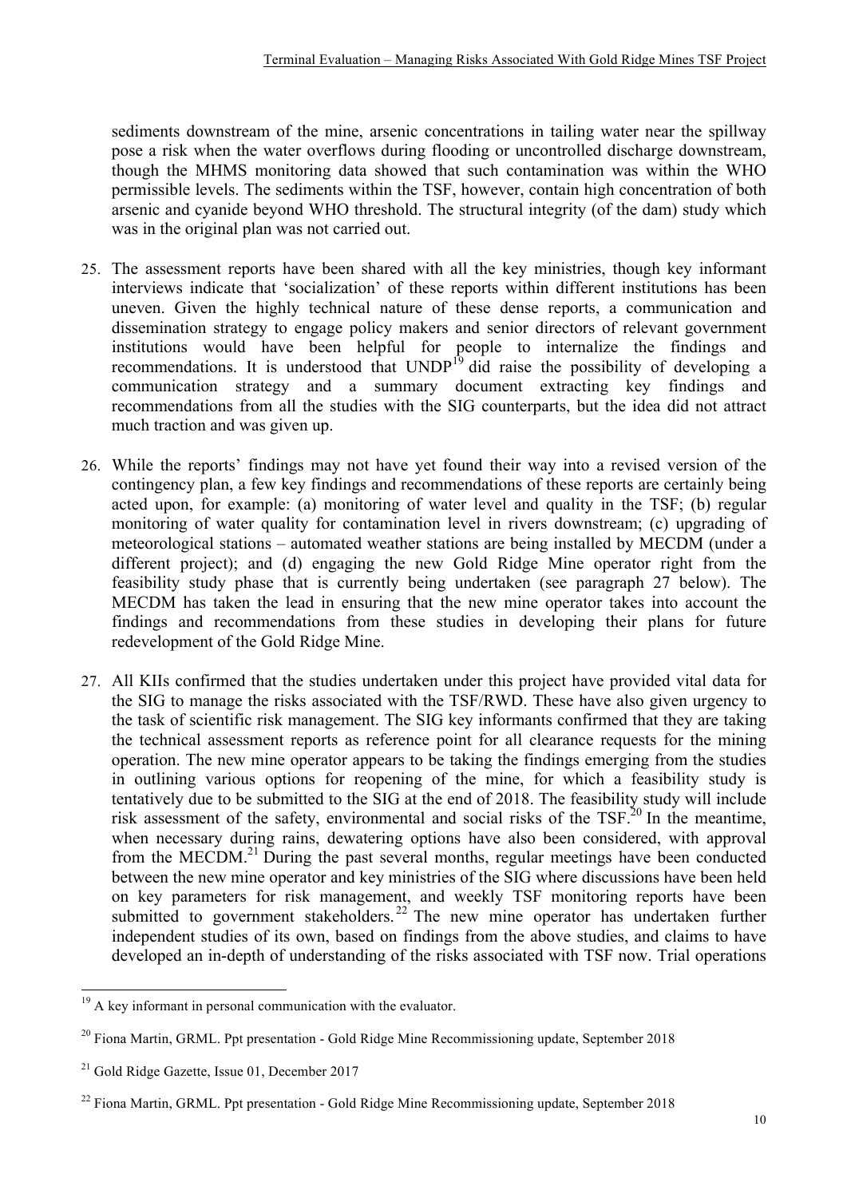sediments downstream of the mine, arsenic concentrations in tailing water near the spillway pose a risk when the water overflows during flooding or uncontrolled discharge downstream, though the MHMS monitoring data showed that such contamination was within the WHO permissible levels. The sediments within the TSF, however, contain high concentration of both arsenic and cyanide beyond WHO threshold. The structural integrity (of the dam) study which was in the original plan was not carried out.

25. The assessment reports have been shared with all the key ministries, though key informant interviews indicate that 'socialization' of these reports within different institutions has been uneven. Given the highly technical nature of these dense reports, a communication and dissemination strategy to engage policy makers and senior directors of relevant government institutions would have been helpful for people to internalize the findings and recommendations. It is understood that UNDP[19] did raise the possibility of developing a communication strategy and a summary document extracting key findings and recommendations from all the studies with the SIG counterparts, but the idea did not attract much traction and was given up.

26. While the reports' findings may not have yet found their way into a revised version of the contingency plan, a few key findings and recommendations of these reports are certainly being acted upon, for example: (a) monitoring of water level and quality in the TSF; (b) regular monitoring of water quality for contamination level in rivers downstream; (c) upgrading of meteorological stations – automated weather stations are being installed by MECDM (under a different project); and (d) engaging the new Gold Ridge Mine operator right from the feasibility study phase that is currently being undertaken (see paragraph 27 below). The MECDM has taken the lead in ensuring that the new mine operator takes into account the findings and recommendations from these studies in developing their plans for future redevelopment of the Gold Ridge Mine.

27. All KIIs confirmed that the studies undertaken under this project have provided vital data for the SIG to manage the risks associated with the TSF/RWD. These have also given urgency to the task of scientific risk management. The SIG key informants confirmed that they are taking the technical assessment reports as reference point for all clearance requests for the mining operation. The new mine operator appears to be taking the findings emerging from the studies in outlining various options for reopening of the mine, for which a feasibility study is tentatively due to be submitted to the SIG at the end of 2018. The feasibility study will include risk assessment of the safety, environmental and social risks of the TSF.[20] In the meantime, when necessary during rains, dewatering options have also been considered, with approval from the MECDM.[21] During the past several months, regular meetings have been conducted between the new mine operator and key ministries of the SIG where discussions have been held on key parameters for risk management, and weekly TSF monitoring reports have been submitted to government stakeholders.[22] The new mine operator has undertaken further independent studies of its own, based on findings from the above studies, and claims to have developed an in-depth of understanding of the risks associated with TSF now. Trial operations

---

[19] A key informant in personal communication with the evaluator.

[20] Fiona Martin, GRML. Ppt presentation - Gold Ridge Mine Recommissioning update, September 2018

[21] Gold Ridge Gazette, Issue 01, December 2017

[22] Fiona Martin, GRML. Ppt presentation - Gold Ridge Mine Recommissioning update, September 2018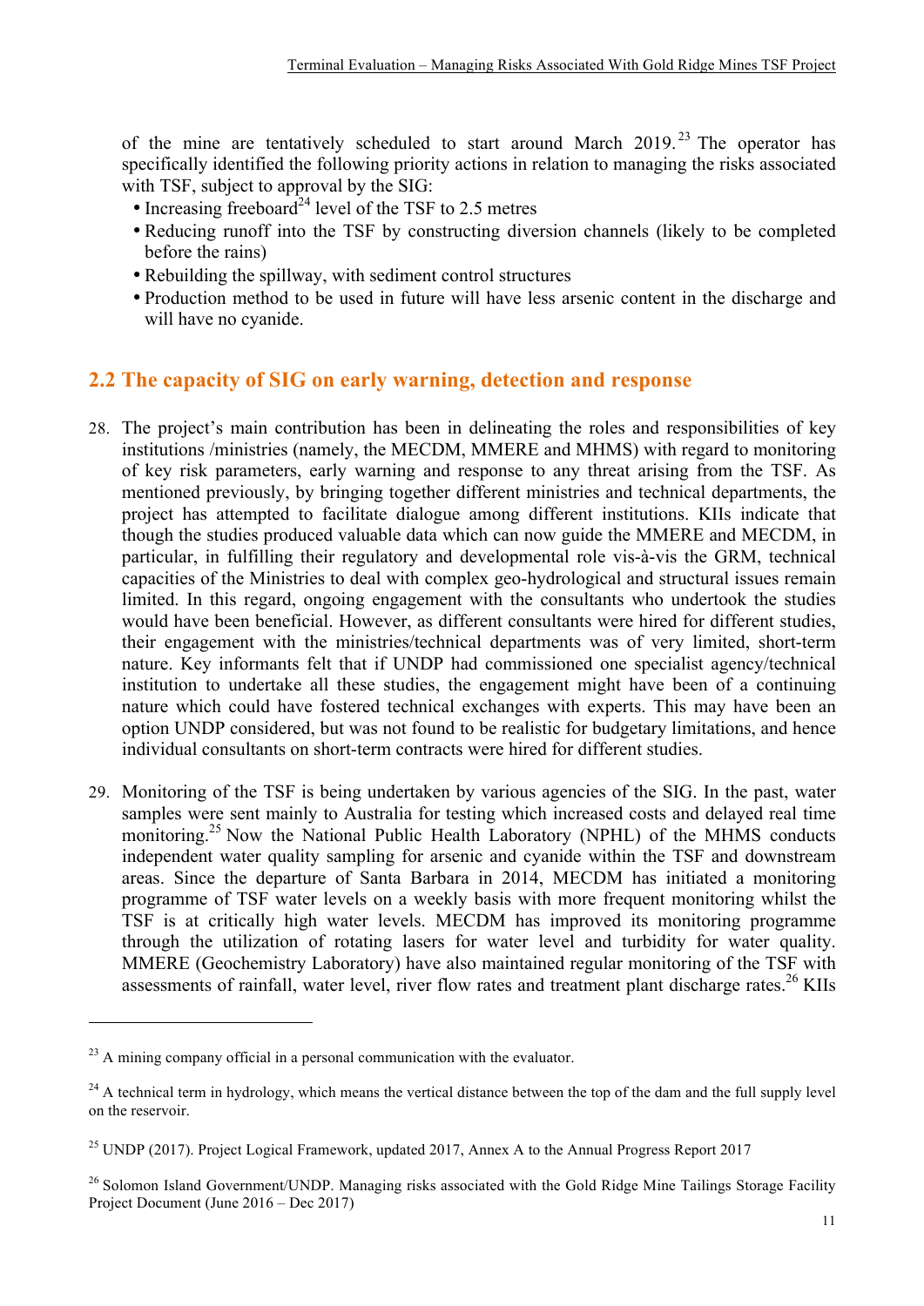of the mine are tentatively scheduled to start around March 2019.[23] The operator has specifically identified the following priority actions in relation to managing the risks associated with TSF, subject to approval by the SIG:

- Increasing freeboard[24] level of the TSF to 2.5 metres
- Reducing runoff into the TSF by constructing diversion channels (likely to be completed before the rains)
- Rebuilding the spillway, with sediment control structures
- Production method to be used in future will have less arsenic content in the discharge and will have no cyanide.

## 2.2 The capacity of SIG on early warning, detection and response

28. The project's main contribution has been in delineating the roles and responsibilities of key institutions /ministries (namely, the MECDM, MMERE and MHMS) with regard to monitoring of key risk parameters, early warning and response to any threat arising from the TSF. As mentioned previously, by bringing together different ministries and technical departments, the project has attempted to facilitate dialogue among different institutions. KIIs indicate that though the studies produced valuable data which can now guide the MMERE and MECDM, in particular, in fulfilling their regulatory and developmental role vis-à-vis the GRM, technical capacities of the Ministries to deal with complex geo-hydrological and structural issues remain limited. In this regard, ongoing engagement with the consultants who undertook the studies would have been beneficial. However, as different consultants were hired for different studies, their engagement with the ministries/technical departments was of very limited, short-term nature. Key informants felt that if UNDP had commissioned one specialist agency/technical institution to undertake all these studies, the engagement might have been of a continuing nature which could have fostered technical exchanges with experts. This may have been an option UNDP considered, but was not found to be realistic for budgetary limitations, and hence individual consultants on short-term contracts were hired for different studies.

29. Monitoring of the TSF is being undertaken by various agencies of the SIG. In the past, water samples were sent mainly to Australia for testing which increased costs and delayed real time monitoring.[25] Now the National Public Health Laboratory (NPHL) of the MHMS conducts independent water quality sampling for arsenic and cyanide within the TSF and downstream areas. Since the departure of Santa Barbara in 2014, MECDM has initiated a monitoring programme of TSF water levels on a weekly basis with more frequent monitoring whilst the TSF is at critically high water levels. MECDM has improved its monitoring programme through the utilization of rotating lasers for water level and turbidity for water quality. MMERE (Geochemistry Laboratory) have also maintained regular monitoring of the TSF with assessments of rainfall, water level, river flow rates and treatment plant discharge rates.[26] KIIs

---

[23] A mining company official in a personal communication with the evaluator.

[24] A technical term in hydrology, which means the vertical distance between the top of the dam and the full supply level on the reservoir.

[25] UNDP (2017). Project Logical Framework, updated 2017, Annex A to the Annual Progress Report 2017

[26] Solomon Island Government/UNDP. Managing risks associated with the Gold Ridge Mine Tailings Storage Facility Project Document (June 2016 – Dec 2017)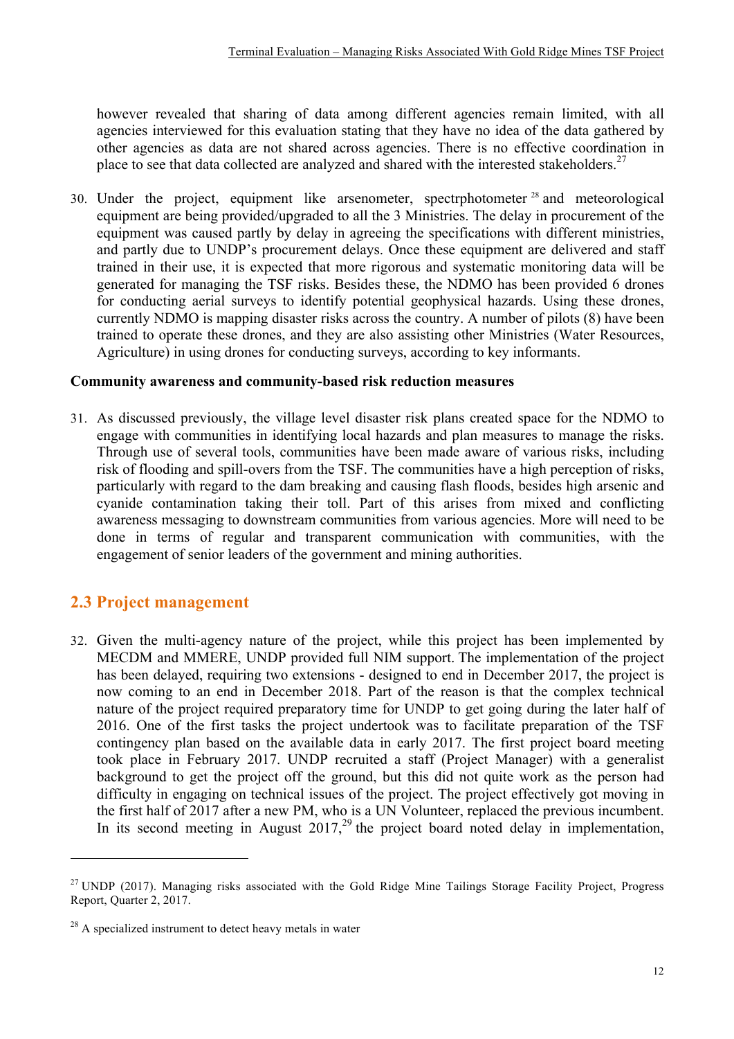however revealed that sharing of data among different agencies remain limited, with all agencies interviewed for this evaluation stating that they have no idea of the data gathered by other agencies as data are not shared across agencies. There is no effective coordination in place to see that data collected are analyzed and shared with the interested stakeholders.[27]

30. Under the project, equipment like arsenometer, spectrphotometer[28] and meteorological equipment are being provided/upgraded to all the 3 Ministries. The delay in procurement of the equipment was caused partly by delay in agreeing the specifications with different ministries, and partly due to UNDP's procurement delays. Once these equipment are delivered and staff trained in their use, it is expected that more rigorous and systematic monitoring data will be generated for managing the TSF risks. Besides these, the NDMO has been provided 6 drones for conducting aerial surveys to identify potential geophysical hazards. Using these drones, currently NDMO is mapping disaster risks across the country. A number of pilots (8) have been trained to operate these drones, and they are also assisting other Ministries (Water Resources, Agriculture) in using drones for conducting surveys, according to key informants.

**Community awareness and community-based risk reduction measures**

31. As discussed previously, the village level disaster risk plans created space for the NDMO to engage with communities in identifying local hazards and plan measures to manage the risks. Through use of several tools, communities have been made aware of various risks, including risk of flooding and spill-overs from the TSF. The communities have a high perception of risks, particularly with regard to the dam breaking and causing flash floods, besides high arsenic and cyanide contamination taking their toll. Part of this arises from mixed and conflicting awareness messaging to downstream communities from various agencies. More will need to be done in terms of regular and transparent communication with communities, with the engagement of senior leaders of the government and mining authorities.

## 2.3 Project management

32. Given the multi-agency nature of the project, while this project has been implemented by MECDM and MMERE, UNDP provided full NIM support. The implementation of the project has been delayed, requiring two extensions - designed to end in December 2017, the project is now coming to an end in December 2018. Part of the reason is that the complex technical nature of the project required preparatory time for UNDP to get going during the later half of 2016. One of the first tasks the project undertook was to facilitate preparation of the TSF contingency plan based on the available data in early 2017. The first project board meeting took place in February 2017. UNDP recruited a staff (Project Manager) with a generalist background to get the project off the ground, but this did not quite work as the person had difficulty in engaging on technical issues of the project. The project effectively got moving in the first half of 2017 after a new PM, who is a UN Volunteer, replaced the previous incumbent. In its second meeting in August 2017,[29] the project board noted delay in implementation,

---

[27] UNDP (2017). Managing risks associated with the Gold Ridge Mine Tailings Storage Facility Project, Progress Report, Quarter 2, 2017.

[28] A specialized instrument to detect heavy metals in water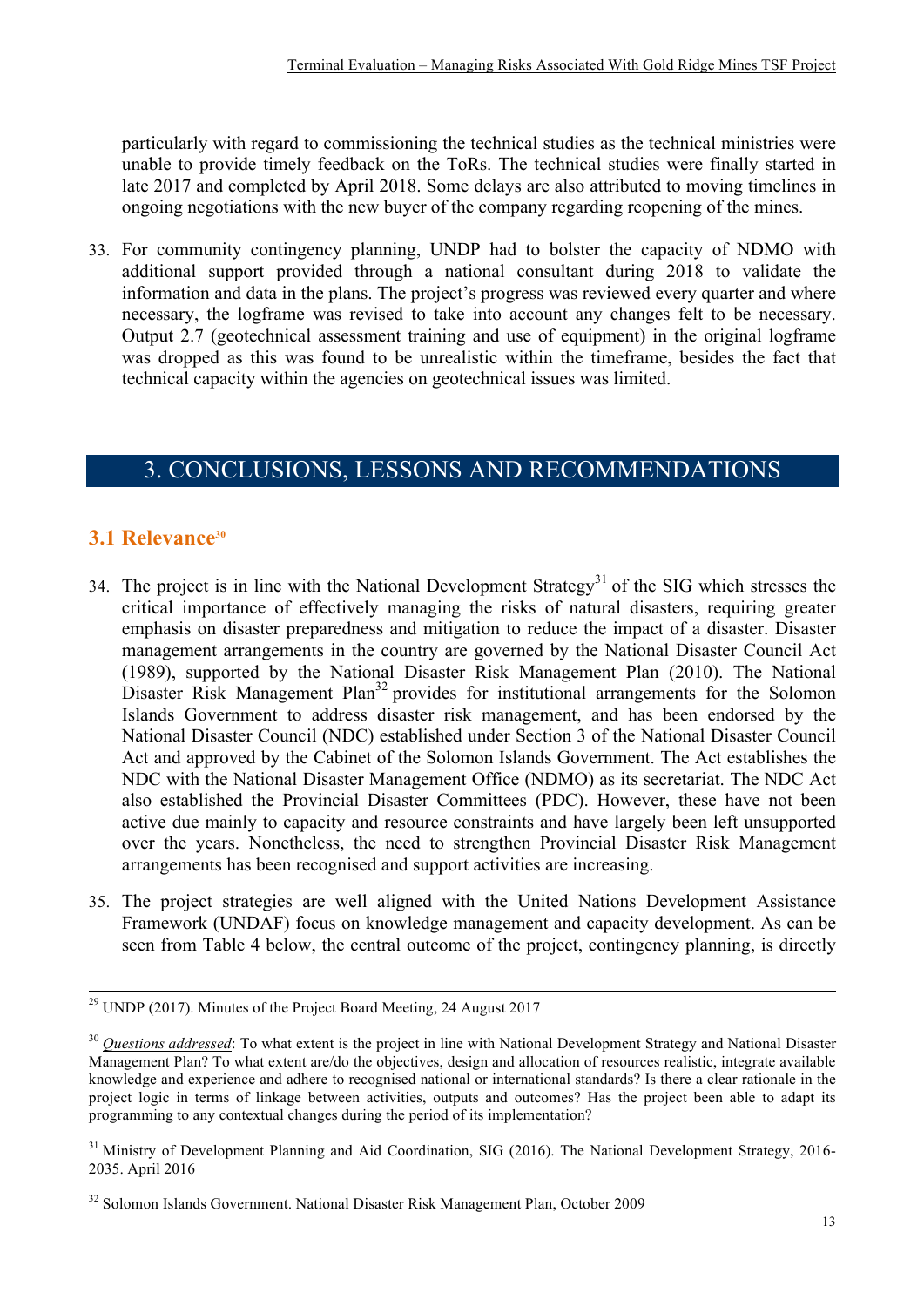particularly with regard to commissioning the technical studies as the technical ministries were unable to provide timely feedback on the ToRs. The technical studies were finally started in late 2017 and completed by April 2018. Some delays are also attributed to moving timelines in ongoing negotiations with the new buyer of the company regarding reopening of the mines.

33. For community contingency planning, UNDP had to bolster the capacity of NDMO with additional support provided through a national consultant during 2018 to validate the information and data in the plans. The project's progress was reviewed every quarter and where necessary, the logframe was revised to take into account any changes felt to be necessary. Output 2.7 (geotechnical assessment training and use of equipment) in the original logframe was dropped as this was found to be unrealistic within the timeframe, besides the fact that technical capacity within the agencies on geotechnical issues was limited.

# 3. CONCLUSIONS, LESSONS AND RECOMMENDATIONS

## 3.1 Relevance[30]

34. The project is in line with the National Development Strategy[31] of the SIG which stresses the critical importance of effectively managing the risks of natural disasters, requiring greater emphasis on disaster preparedness and mitigation to reduce the impact of a disaster. Disaster management arrangements in the country are governed by the National Disaster Council Act (1989), supported by the National Disaster Risk Management Plan (2010). The National Disaster Risk Management Plan[32] provides for institutional arrangements for the Solomon Islands Government to address disaster risk management, and has been endorsed by the National Disaster Council (NDC) established under Section 3 of the National Disaster Council Act and approved by the Cabinet of the Solomon Islands Government. The Act establishes the NDC with the National Disaster Management Office (NDMO) as its secretariat. The NDC Act also established the Provincial Disaster Committees (PDC). However, these have not been active due mainly to capacity and resource constraints and have largely been left unsupported over the years. Nonetheless, the need to strengthen Provincial Disaster Risk Management arrangements has been recognised and support activities are increasing.

35. The project strategies are well aligned with the United Nations Development Assistance Framework (UNDAF) focus on knowledge management and capacity development. As can be seen from Table 4 below, the central outcome of the project, contingency planning, is directly

---

[29] UNDP (2017). Minutes of the Project Board Meeting, 24 August 2017

[30] *Questions addressed*: To what extent is the project in line with National Development Strategy and National Disaster Management Plan? To what extent are/do the objectives, design and allocation of resources realistic, integrate available knowledge and experience and adhere to recognised national or international standards? Is there a clear rationale in the project logic in terms of linkage between activities, outputs and outcomes? Has the project been able to adapt its programming to any contextual changes during the period of its implementation?

[31] Ministry of Development Planning and Aid Coordination, SIG (2016). The National Development Strategy, 2016-2035. April 2016

[32] Solomon Islands Government. National Disaster Risk Management Plan, October 2009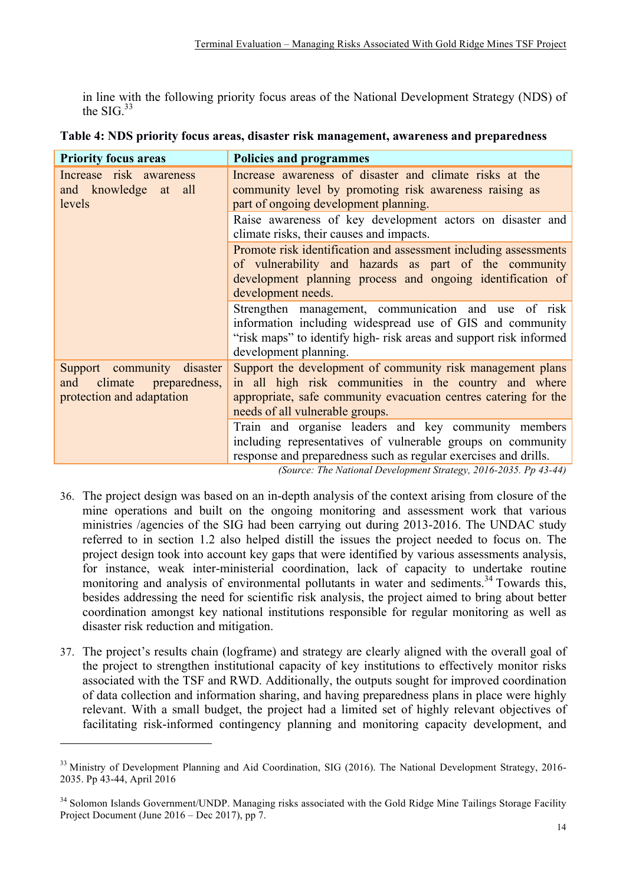in line with the following priority focus areas of the National Development Strategy (NDS) of the SIG.[33]

**Table 4: NDS priority focus areas, disaster risk management, awareness and preparedness**

| Priority focus areas | Policies and programmes |
|---|---|
| Increase risk awareness and knowledge at all levels | Increase awareness of disaster and climate risks at the community level by promoting risk awareness raising as part of ongoing development planning. |
| | Raise awareness of key development actors on disaster and climate risks, their causes and impacts. |
| | Promote risk identification and assessment including assessments of vulnerability and hazards as part of the community development planning process and ongoing identification of development needs. |
| | Strengthen management, communication and use of risk information including widespread use of GIS and community "risk maps" to identify high- risk areas and support risk informed development planning. |
| Support community disaster and climate preparedness, protection and adaptation | Support the development of community risk management plans in all high risk communities in the country and where appropriate, safe community evacuation centres catering for the needs of all vulnerable groups. |
| | Train and organise leaders and key community members including representatives of vulnerable groups on community response and preparedness such as regular exercises and drills. |

*(Source: The National Development Strategy, 2016-2035. Pp 43-44)*

36. The project design was based on an in-depth analysis of the context arising from closure of the mine operations and built on the ongoing monitoring and assessment work that various ministries /agencies of the SIG had been carrying out during 2013-2016. The UNDAC study referred to in section 1.2 also helped distill the issues the project needed to focus on. The project design took into account key gaps that were identified by various assessments analysis, for instance, weak inter-ministerial coordination, lack of capacity to undertake routine monitoring and analysis of environmental pollutants in water and sediments.[34] Towards this, besides addressing the need for scientific risk analysis, the project aimed to bring about better coordination amongst key national institutions responsible for regular monitoring as well as disaster risk reduction and mitigation.

37. The project's results chain (logframe) and strategy are clearly aligned with the overall goal of the project to strengthen institutional capacity of key institutions to effectively monitor risks associated with the TSF and RWD. Additionally, the outputs sought for improved coordination of data collection and information sharing, and having preparedness plans in place were highly relevant. With a small budget, the project had a limited set of highly relevant objectives of facilitating risk-informed contingency planning and monitoring capacity development, and

---

[33] Ministry of Development Planning and Aid Coordination, SIG (2016). The National Development Strategy, 2016-2035. Pp 43-44, April 2016

[34] Solomon Islands Government/UNDP. Managing risks associated with the Gold Ridge Mine Tailings Storage Facility Project Document (June 2016 – Dec 2017), pp 7.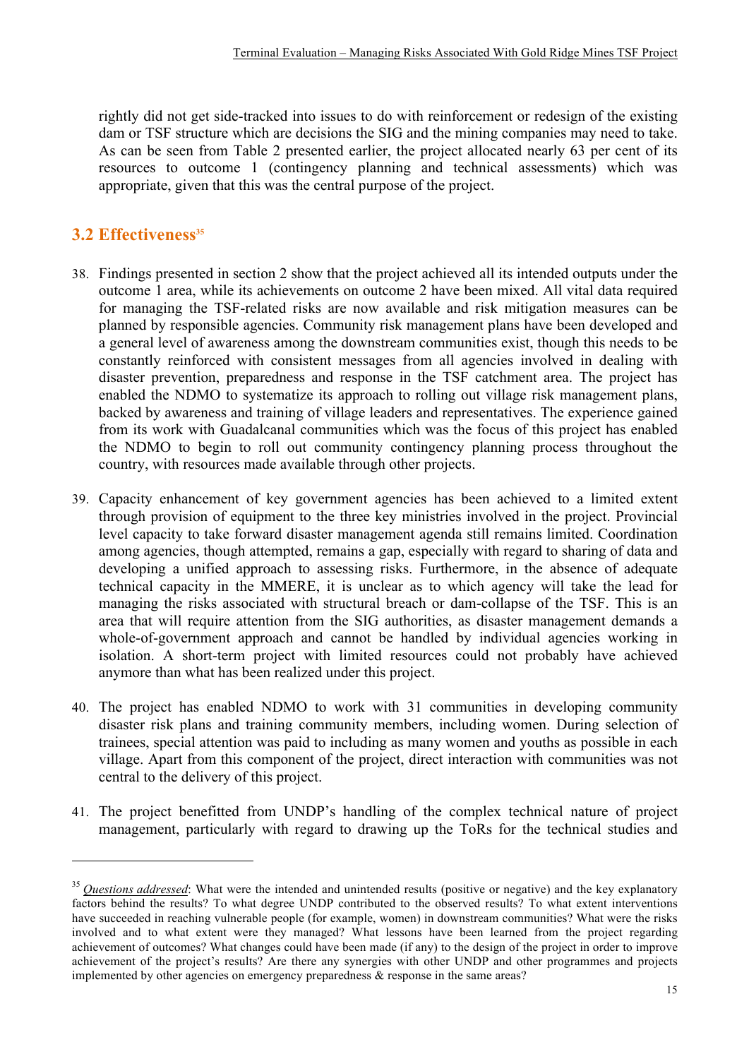rightly did not get side-tracked into issues to do with reinforcement or redesign of the existing dam or TSF structure which are decisions the SIG and the mining companies may need to take. As can be seen from Table 2 presented earlier, the project allocated nearly 63 per cent of its resources to outcome 1 (contingency planning and technical assessments) which was appropriate, given that this was the central purpose of the project.

## 3.2 Effectiveness[35]

38. Findings presented in section 2 show that the project achieved all its intended outputs under the outcome 1 area, while its achievements on outcome 2 have been mixed. All vital data required for managing the TSF-related risks are now available and risk mitigation measures can be planned by responsible agencies. Community risk management plans have been developed and a general level of awareness among the downstream communities exist, though this needs to be constantly reinforced with consistent messages from all agencies involved in dealing with disaster prevention, preparedness and response in the TSF catchment area. The project has enabled the NDMO to systematize its approach to rolling out village risk management plans, backed by awareness and training of village leaders and representatives. The experience gained from its work with Guadalcanal communities which was the focus of this project has enabled the NDMO to begin to roll out community contingency planning process throughout the country, with resources made available through other projects.

39. Capacity enhancement of key government agencies has been achieved to a limited extent through provision of equipment to the three key ministries involved in the project. Provincial level capacity to take forward disaster management agenda still remains limited. Coordination among agencies, though attempted, remains a gap, especially with regard to sharing of data and developing a unified approach to assessing risks. Furthermore, in the absence of adequate technical capacity in the MMERE, it is unclear as to which agency will take the lead for managing the risks associated with structural breach or dam-collapse of the TSF. This is an area that will require attention from the SIG authorities, as disaster management demands a whole-of-government approach and cannot be handled by individual agencies working in isolation. A short-term project with limited resources could not probably have achieved anymore than what has been realized under this project.

40. The project has enabled NDMO to work with 31 communities in developing community disaster risk plans and training community members, including women. During selection of trainees, special attention was paid to including as many women and youths as possible in each village. Apart from this component of the project, direct interaction with communities was not central to the delivery of this project.

41. The project benefitted from UNDP's handling of the complex technical nature of project management, particularly with regard to drawing up the ToRs for the technical studies and

---

[35] *Questions addressed*: What were the intended and unintended results (positive or negative) and the key explanatory factors behind the results? To what degree UNDP contributed to the observed results? To what extent interventions have succeeded in reaching vulnerable people (for example, women) in downstream communities? What were the risks involved and to what extent were they managed? What lessons have been learned from the project regarding achievement of outcomes? What changes could have been made (if any) to the design of the project in order to improve achievement of the project's results? Are there any synergies with other UNDP and other programmes and projects implemented by other agencies on emergency preparedness & response in the same areas?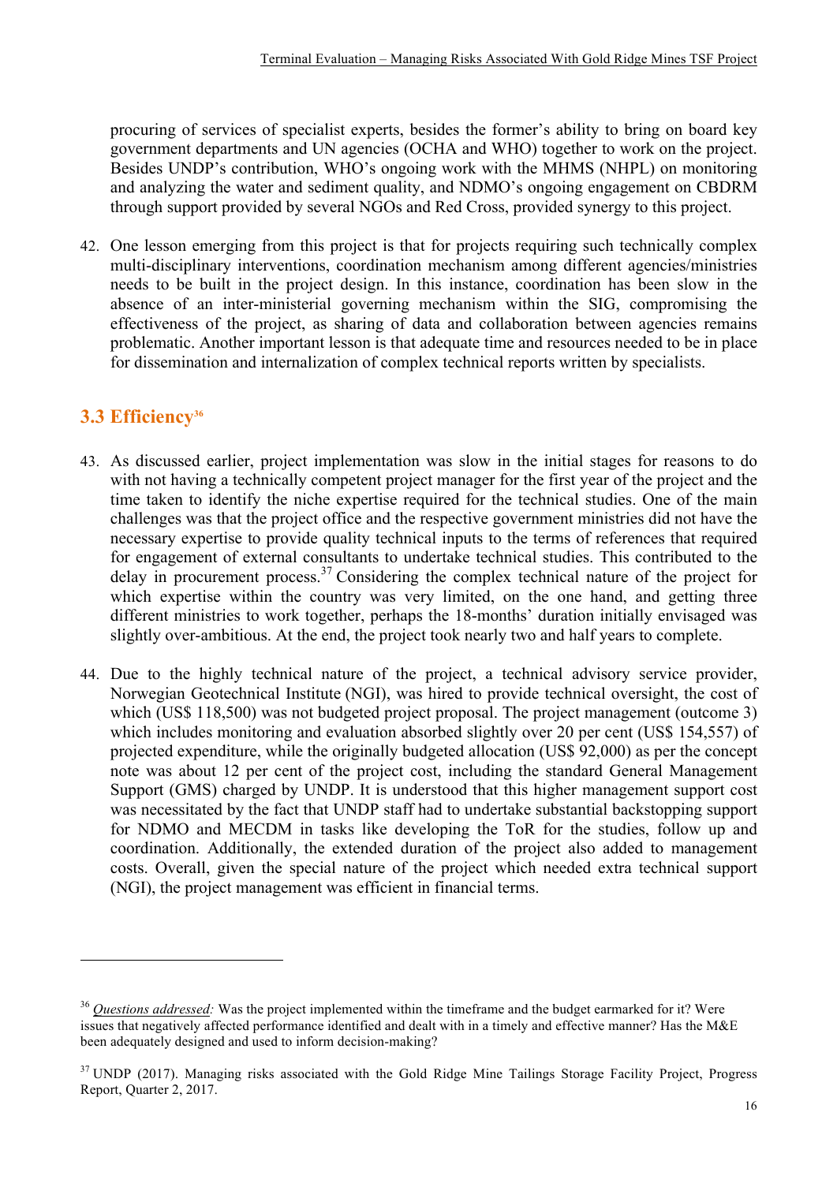procuring of services of specialist experts, besides the former's ability to bring on board key government departments and UN agencies (OCHA and WHO) together to work on the project. Besides UNDP's contribution, WHO's ongoing work with the MHMS (NHPL) on monitoring and analyzing the water and sediment quality, and NDMO's ongoing engagement on CBDRM through support provided by several NGOs and Red Cross, provided synergy to this project.

42. One lesson emerging from this project is that for projects requiring such technically complex multi-disciplinary interventions, coordination mechanism among different agencies/ministries needs to be built in the project design. In this instance, coordination has been slow in the absence of an inter-ministerial governing mechanism within the SIG, compromising the effectiveness of the project, as sharing of data and collaboration between agencies remains problematic. Another important lesson is that adequate time and resources needed to be in place for dissemination and internalization of complex technical reports written by specialists.

## 3.3 Efficiency[36]

43. As discussed earlier, project implementation was slow in the initial stages for reasons to do with not having a technically competent project manager for the first year of the project and the time taken to identify the niche expertise required for the technical studies. One of the main challenges was that the project office and the respective government ministries did not have the necessary expertise to provide quality technical inputs to the terms of references that required for engagement of external consultants to undertake technical studies. This contributed to the delay in procurement process.[37] Considering the complex technical nature of the project for which expertise within the country was very limited, on the one hand, and getting three different ministries to work together, perhaps the 18-months' duration initially envisaged was slightly over-ambitious. At the end, the project took nearly two and half years to complete.

44. Due to the highly technical nature of the project, a technical advisory service provider, Norwegian Geotechnical Institute (NGI), was hired to provide technical oversight, the cost of which (US$ 118,500) was not budgeted project proposal. The project management (outcome 3) which includes monitoring and evaluation absorbed slightly over 20 per cent (US$ 154,557) of projected expenditure, while the originally budgeted allocation (US$ 92,000) as per the concept note was about 12 per cent of the project cost, including the standard General Management Support (GMS) charged by UNDP. It is understood that this higher management support cost was necessitated by the fact that UNDP staff had to undertake substantial backstopping support for NDMO and MECDM in tasks like developing the ToR for the studies, follow up and coordination. Additionally, the extended duration of the project also added to management costs. Overall, given the special nature of the project which needed extra technical support (NGI), the project management was efficient in financial terms.

---

[36] *Questions addressed:* Was the project implemented within the timeframe and the budget earmarked for it? Were issues that negatively affected performance identified and dealt with in a timely and effective manner? Has the M&E been adequately designed and used to inform decision-making?

[37] UNDP (2017). Managing risks associated with the Gold Ridge Mine Tailings Storage Facility Project, Progress Report, Quarter 2, 2017.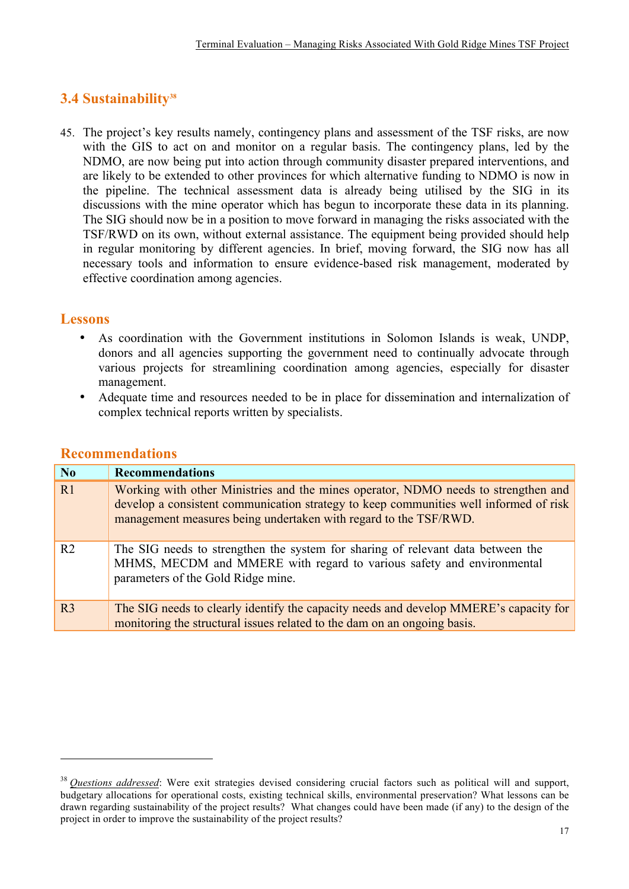## 3.4 Sustainability[38]

45. The project's key results namely, contingency plans and assessment of the TSF risks, are now with the GIS to act on and monitor on a regular basis. The contingency plans, led by the NDMO, are now being put into action through community disaster prepared interventions, and are likely to be extended to other provinces for which alternative funding to NDMO is now in the pipeline. The technical assessment data is already being utilised by the SIG in its discussions with the mine operator which has begun to incorporate these data in its planning. The SIG should now be in a position to move forward in managing the risks associated with the TSF/RWD on its own, without external assistance. The equipment being provided should help in regular monitoring by different agencies. In brief, moving forward, the SIG now has all necessary tools and information to ensure evidence-based risk management, moderated by effective coordination among agencies.

### Lessons

- As coordination with the Government institutions in Solomon Islands is weak, UNDP, donors and all agencies supporting the government need to continually advocate through various projects for streamlining coordination among agencies, especially for disaster management.
- Adequate time and resources needed to be in place for dissemination and internalization of complex technical reports written by specialists.

### Recommendations

| No | Recommendations |
|---|---|
| R1 | Working with other Ministries and the mines operator, NDMO needs to strengthen and develop a consistent communication strategy to keep communities well informed of risk management measures being undertaken with regard to the TSF/RWD. |
| R2 | The SIG needs to strengthen the system for sharing of relevant data between the MHMS, MECDM and MMERE with regard to various safety and environmental parameters of the Gold Ridge mine. |
| R3 | The SIG needs to clearly identify the capacity needs and develop MMERE's capacity for monitoring the structural issues related to the dam on an ongoing basis. |

[38] *Questions addressed*: Were exit strategies devised considering crucial factors such as political will and support, budgetary allocations for operational costs, existing technical skills, environmental preservation? What lessons can be drawn regarding sustainability of the project results? What changes could have been made (if any) to the design of the project in order to improve the sustainability of the project results?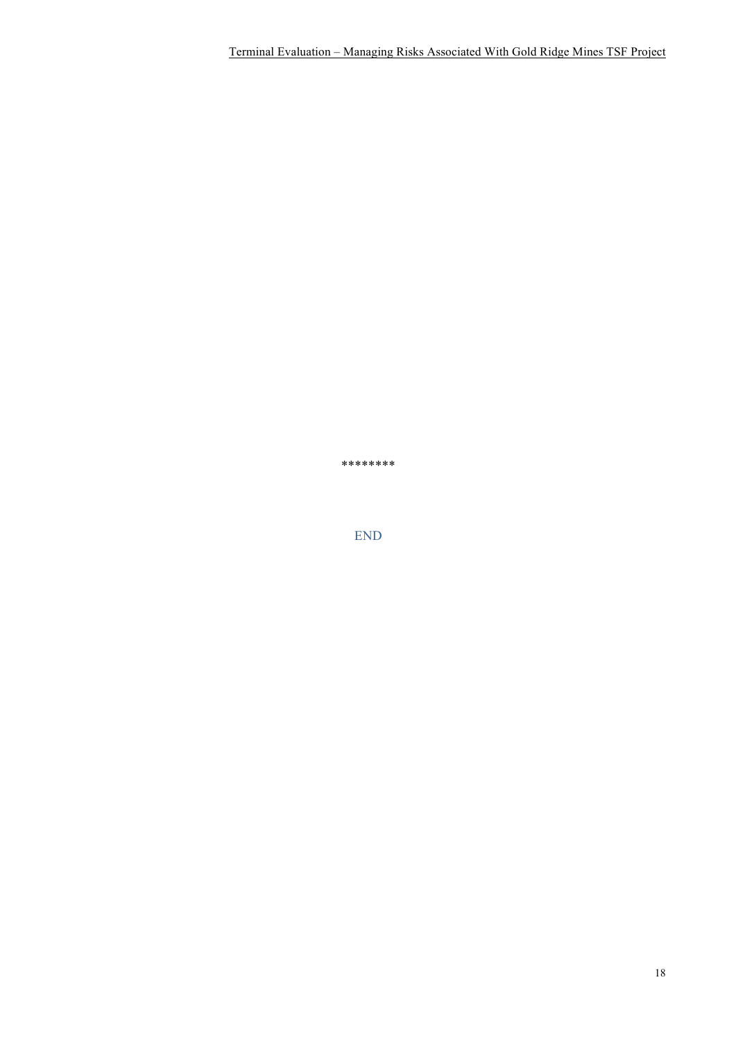********

END